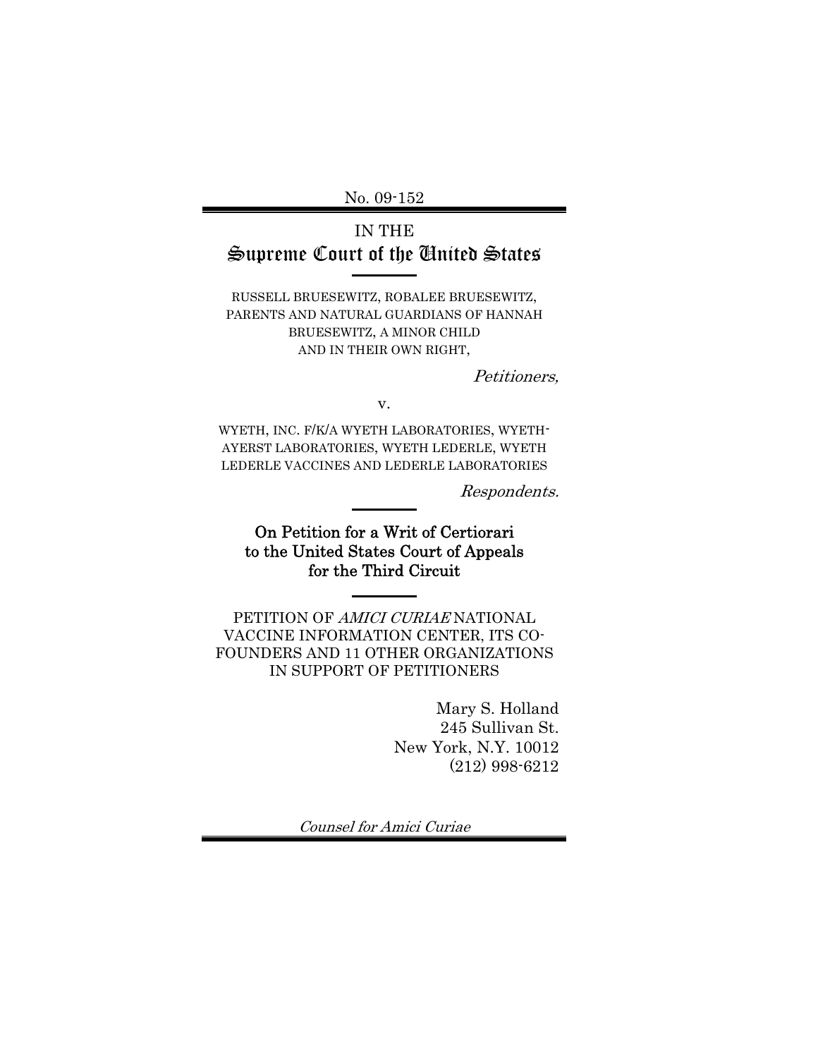No. 09-152

IN THE
# Supreme Court of the United States

RUSSELL BRUESEWITZ, ROBALEE BRUESEWITZ, PARENTS AND NATURAL GUARDIANS OF HANNAH BRUESEWITZ, A MINOR CHILD AND IN THEIR OWN RIGHT,

*Petitioners,*

v.

WYETH, INC. F/K/A WYETH LABORATORIES, WYETH-AYERST LABORATORIES, WYETH LEDERLE, WYETH LEDERLE VACCINES AND LEDERLE LABORATORIES

*Respondents.*

**On Petition for a Writ of Certiorari to the United States Court of Appeals for the Third Circuit**

PETITION OF *AMICI CURIAE* NATIONAL VACCINE INFORMATION CENTER, ITS CO-FOUNDERS AND 11 OTHER ORGANIZATIONS IN SUPPORT OF PETITIONERS

Mary S. Holland
245 Sullivan St.
New York, N.Y. 10012
(212) 998-6212

*Counsel for Amici Curiae*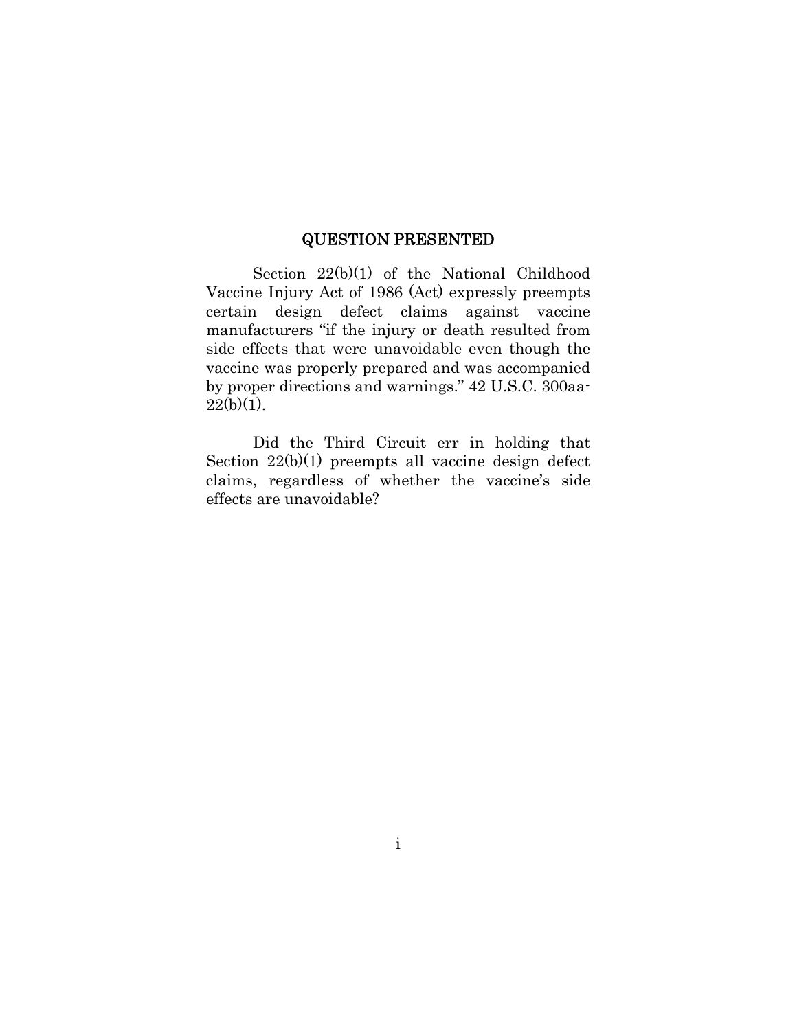## QUESTION PRESENTED

Section 22(b)(1) of the National Childhood Vaccine Injury Act of 1986 (Act) expressly preempts certain design defect claims against vaccine manufacturers "if the injury or death resulted from side effects that were unavoidable even though the vaccine was properly prepared and was accompanied by proper directions and warnings." 42 U.S.C. 300aa-22(b)(1).

Did the Third Circuit err in holding that Section 22(b)(1) preempts all vaccine design defect claims, regardless of whether the vaccine's side effects are unavoidable?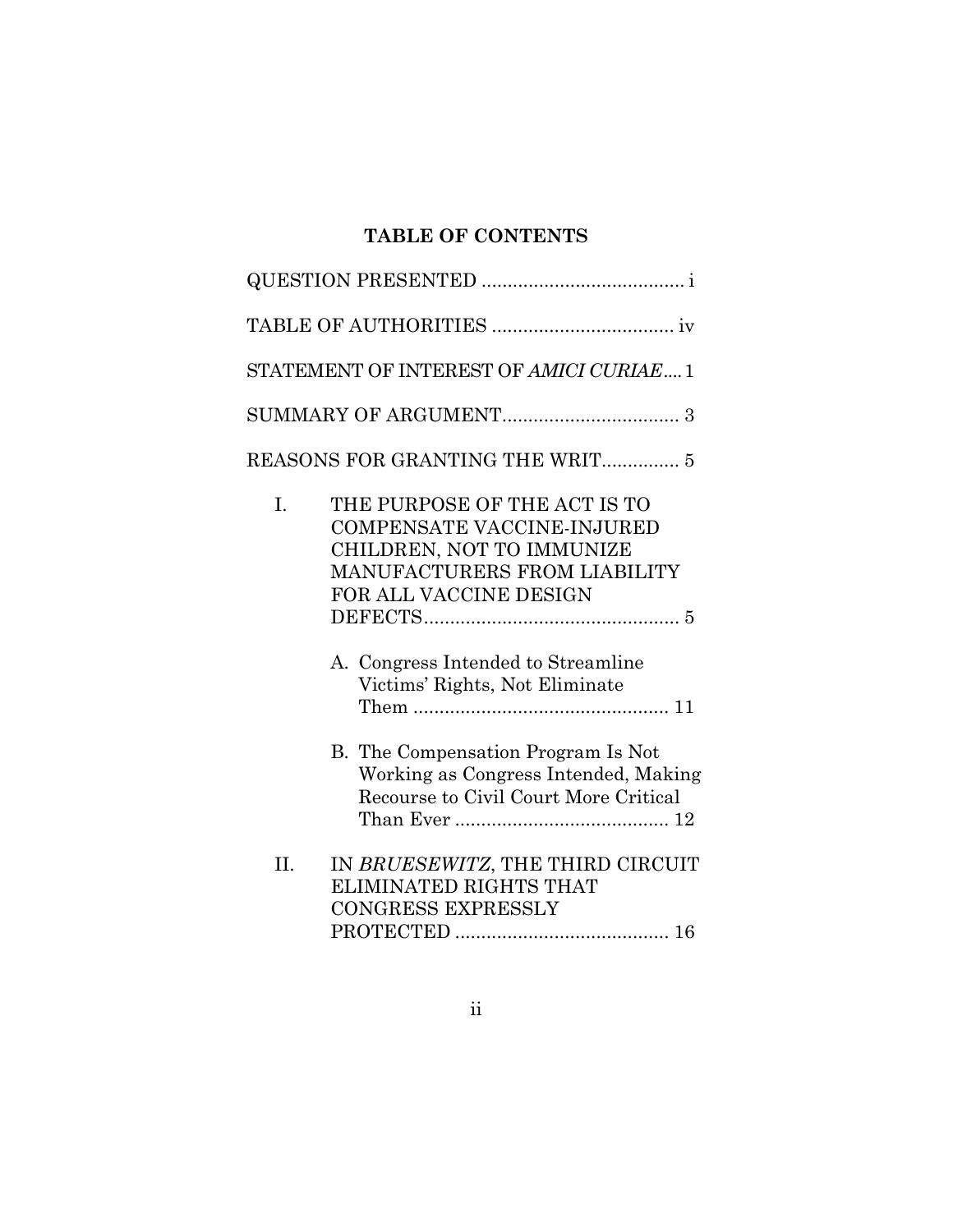**TABLE OF CONTENTS**

QUESTION PRESENTED ....................................... i

TABLE OF AUTHORITIES .................................. iv

STATEMENT OF INTEREST OF *AMICI CURIAE*.... 1

SUMMARY OF ARGUMENT.................................. 3

REASONS FOR GRANTING THE WRIT............... 5

I. THE PURPOSE OF THE ACT IS TO COMPENSATE VACCINE-INJURED CHILDREN, NOT TO IMMUNIZE MANUFACTURERS FROM LIABILITY FOR ALL VACCINE DESIGN DEFECTS................................................. 5

   A. Congress Intended to Streamline Victims' Rights, Not Eliminate Them ................................................. 11

   B. The Compensation Program Is Not Working as Congress Intended, Making Recourse to Civil Court More Critical Than Ever ......................................... 12

II. IN *BRUESEWITZ*, THE THIRD CIRCUIT ELIMINATED RIGHTS THAT CONGRESS EXPRESSLY PROTECTED ......................................... 16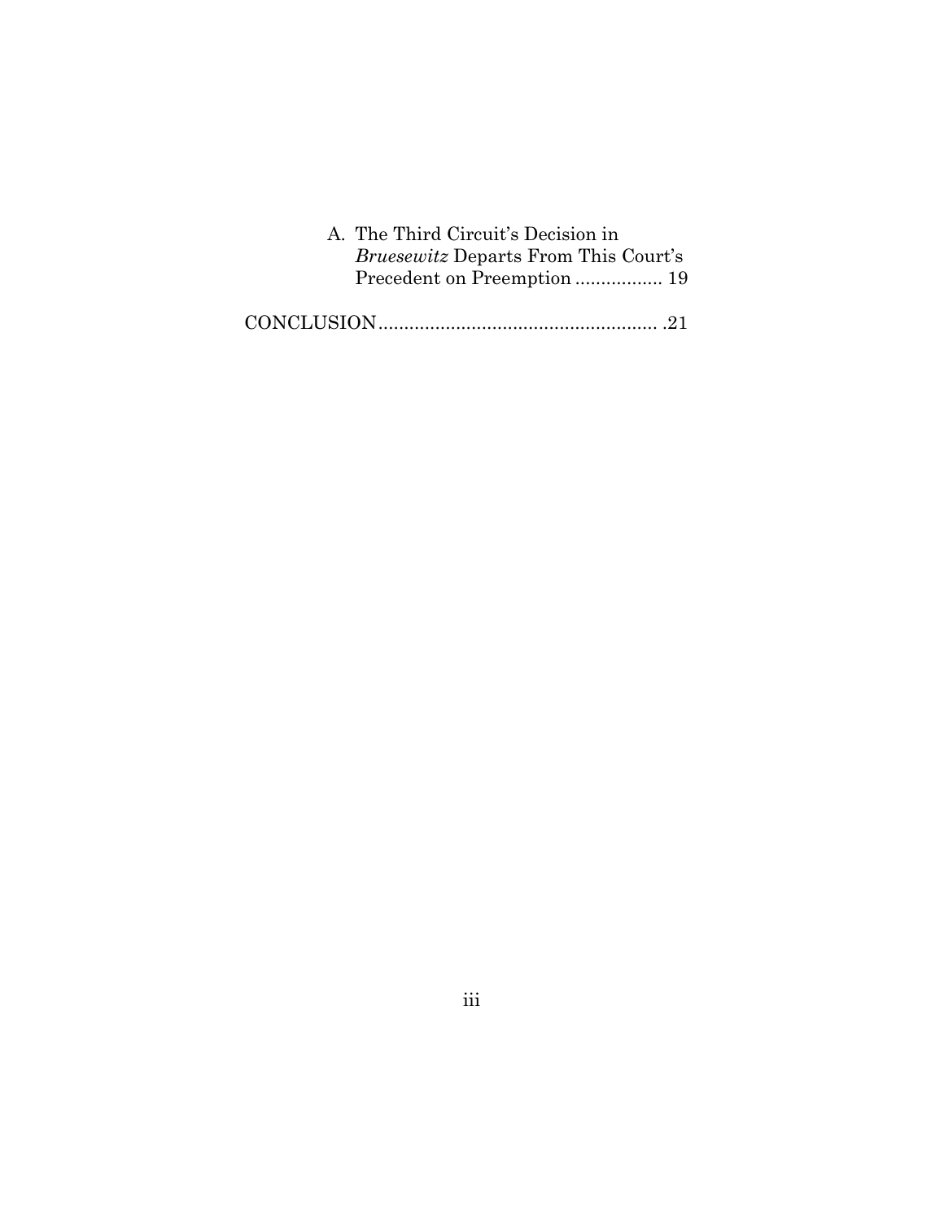A. The Third Circuit's Decision in *Bruesewitz* Departs From This Court's Precedent on Preemption ................. 19

CONCLUSION...................................................... .21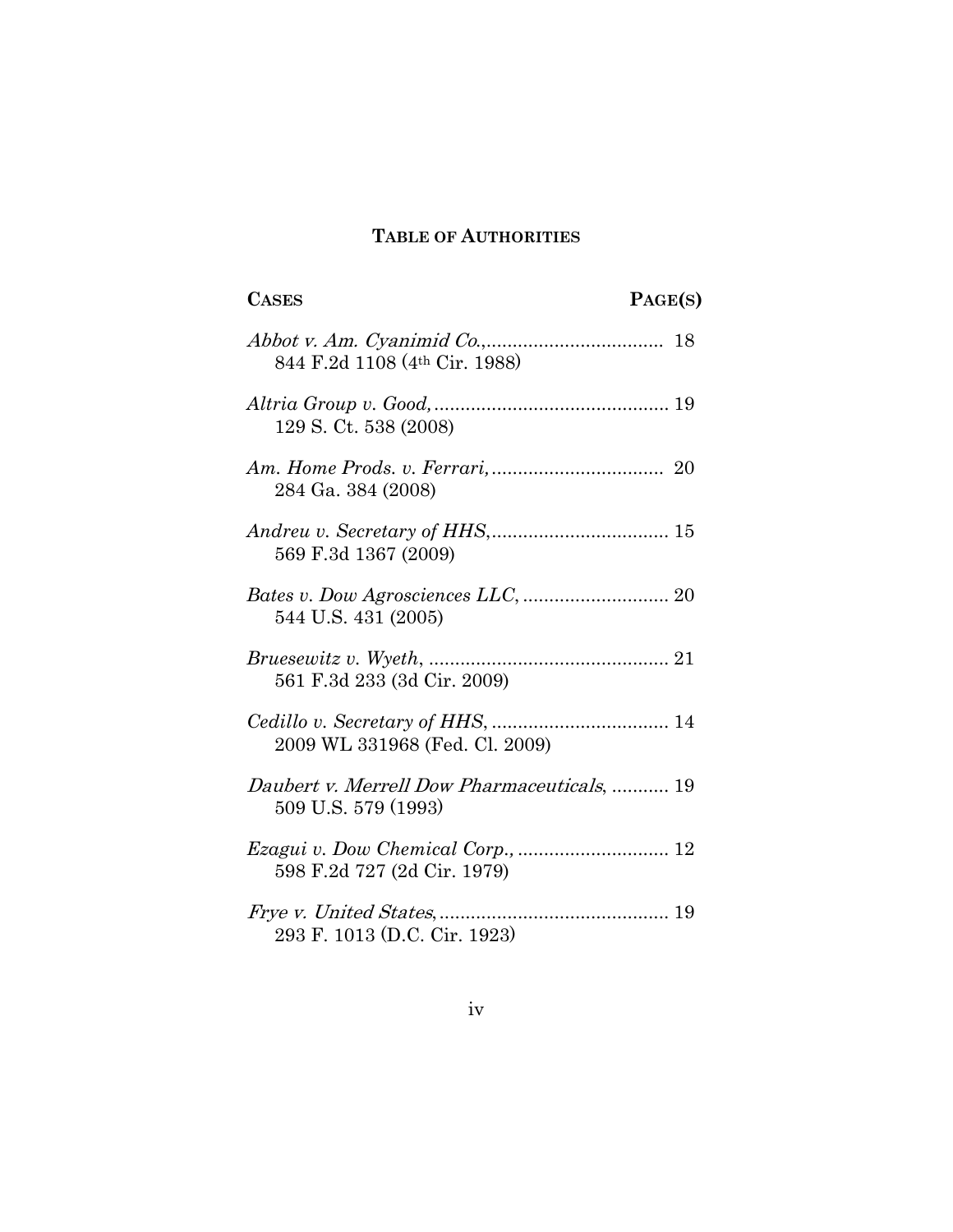## TABLE OF AUTHORITIES

**CASES** **PAGE(S)**

*Abbot v. Am. Cyanimid Co.*,.................................. 18
844 F.2d 1108 (4th Cir. 1988)

*Altria Group v. Good,*............................................ 19
129 S. Ct. 538 (2008)

*Am. Home Prods. v. Ferrari,*................................ 20
284 Ga. 384 (2008)

*Andreu v. Secretary of HHS*,.................................. 15
569 F.3d 1367 (2009)

*Bates v. Dow Agrosciences LLC*, ........................... 20
544 U.S. 431 (2005)

*Bruesewitz v. Wyeth*, ............................................. 21
561 F.3d 233 (3d Cir. 2009)

*Cedillo v. Secretary of HHS*, .................................. 14
2009 WL 331968 (Fed. Cl. 2009)

*Daubert v. Merrell Dow Pharmaceuticals*, ........... 19
509 U.S. 579 (1993)

*Ezagui v. Dow Chemical Corp.*, ............................ 12
598 F.2d 727 (2d Cir. 1979)

*Frye v. United States*,........................................... 19
293 F. 1013 (D.C. Cir. 1923)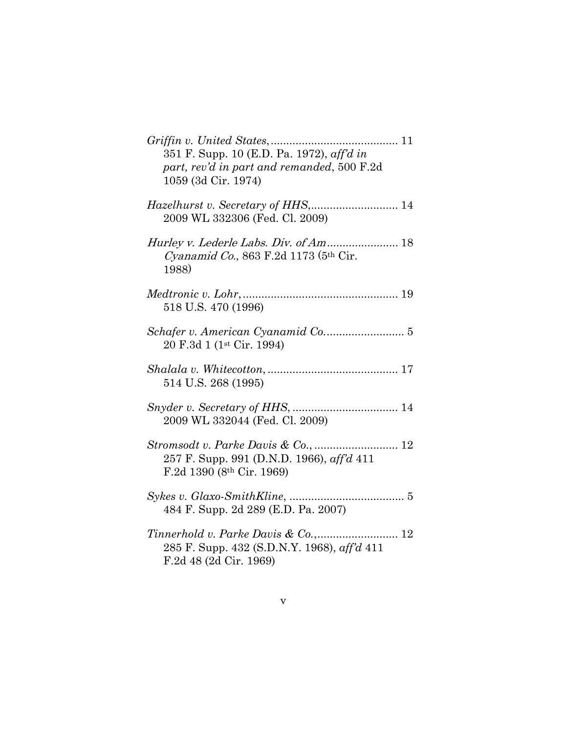*Griffin v. United States*,........................................ 11
351 F. Supp. 10 (E.D. Pa. 1972), *aff'd in part, rev'd in part and remanded*, 500 F.2d 1059 (3d Cir. 1974)

*Hazelhurst v. Secretary of HHS*,............................ 14
2009 WL 332306 (Fed. Cl. 2009)

*Hurley v. Lederle Labs. Div. of Am*...................... 18
*Cyanamid Co.*, 863 F.2d 1173 (5th Cir. 1988)

*Medtronic v. Lohr*,.................................................. 19
518 U.S. 470 (1996)

*Schafer v. American Cyanamid Co*......................... 5
20 F.3d 1 (1st Cir. 1994)

*Shalala v. Whitecotton*,......................................... 17
514 U.S. 268 (1995)

*Snyder v. Secretary of HHS*, ................................. 14
2009 WL 332044 (Fed. Cl. 2009)

*Stromsodt v. Parke Davis & Co.*, .......................... 12
257 F. Supp. 991 (D.N.D. 1966), *aff'd* 411 F.2d 1390 (8th Cir. 1969)

*Sykes v. Glaxo-SmithKline*, .................................... 5
484 F. Supp. 2d 289 (E.D. Pa. 2007)

*Tinnerhold v. Parke Davis & Co.*,.......................... 12
285 F. Supp. 432 (S.D.N.Y. 1968), *aff'd* 411 F.2d 48 (2d Cir. 1969)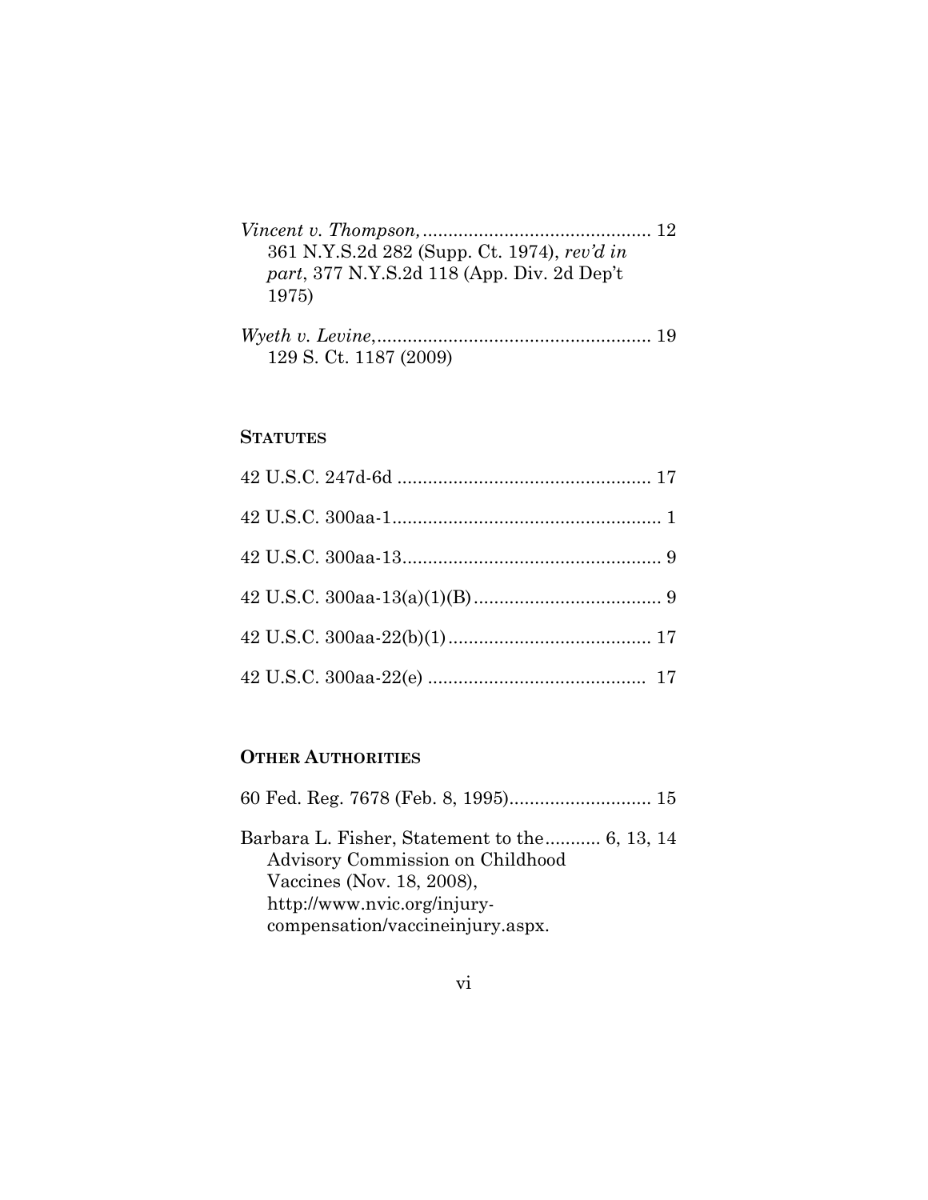*Vincent v. Thompson,* ............................................ 12
361 N.Y.S.2d 282 (Supp. Ct. 1974), *rev'd in part*, 377 N.Y.S.2d 118 (App. Div. 2d Dep't 1975)

*Wyeth v. Levine*,...................................................... 19
129 S. Ct. 1187 (2009)

## STATUTES

42 U.S.C. 247d-6d .................................................. 17

42 U.S.C. 300aa-1..................................................... 1

42 U.S.C. 300aa-13................................................... 9

42 U.S.C. 300aa-13(a)(1)(B) .................................... 9

42 U.S.C. 300aa-22(b)(1) ........................................ 17

42 U.S.C. 300aa-22(e) ........................................... 17

## OTHER AUTHORITIES

60 Fed. Reg. 7678 (Feb. 8, 1995)............................ 15

Barbara L. Fisher, Statement to the........... 6, 13, 14
Advisory Commission on Childhood Vaccines (Nov. 18, 2008), http://www.nvic.org/injury-compensation/vaccineinjury.aspx.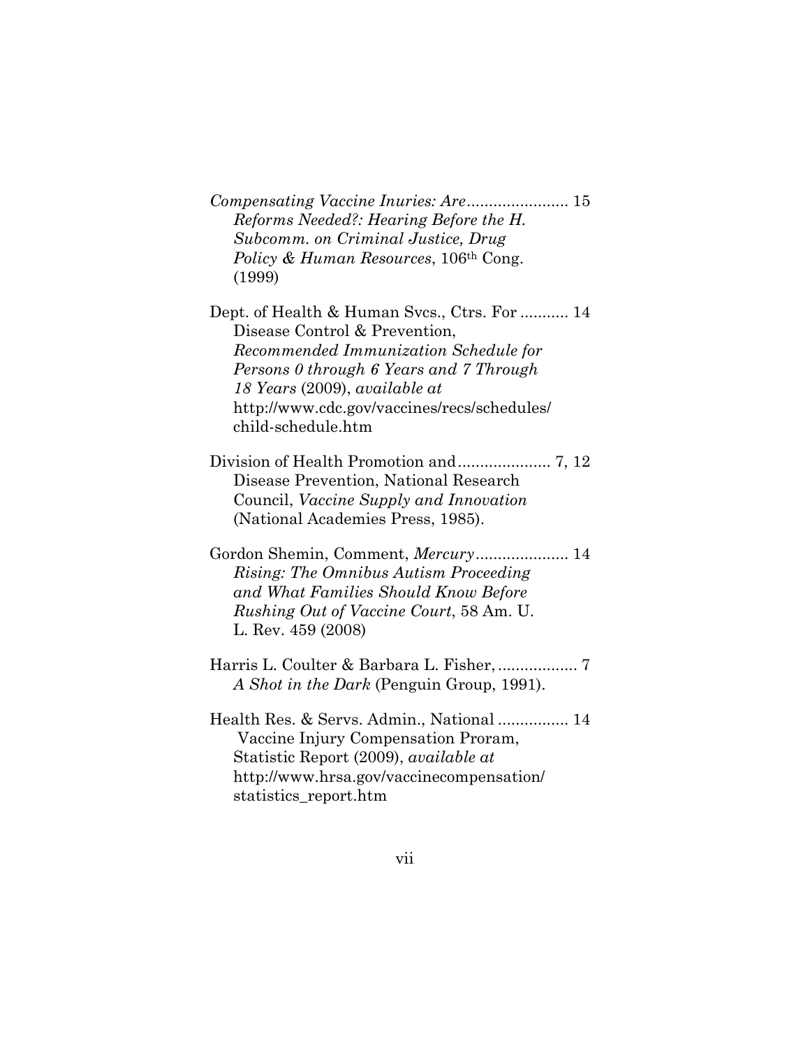*Compensating Vaccine Inuries: Are Reforms Needed?: Hearing Before the H. Subcomm. on Criminal Justice, Drug Policy & Human Resources*, 106th Cong. (1999) ....................... 15

Dept. of Health & Human Svcs., Ctrs. For Disease Control & Prevention, *Recommended Immunization Schedule for Persons 0 through 6 Years and 7 Through 18 Years* (2009), *available at* http://www.cdc.gov/vaccines/recs/schedules/child-schedule.htm ........... 14

Division of Health Promotion and Disease Prevention, National Research Council, *Vaccine Supply and Innovation* (National Academies Press, 1985). ..................... 7, 12

Gordon Shemin, Comment, *Mercury Rising: The Omnibus Autism Proceeding and What Families Should Know Before Rushing Out of Vaccine Court*, 58 Am. U. L. Rev. 459 (2008) ..................... 14

Harris L. Coulter & Barbara L. Fisher, *A Shot in the Dark* (Penguin Group, 1991). .................. 7

Health Res. & Servs. Admin., National Vaccine Injury Compensation Proram, Statistic Report (2009), *available at* http://www.hrsa.gov/vaccinecompensation/statistics_report.htm ................ 14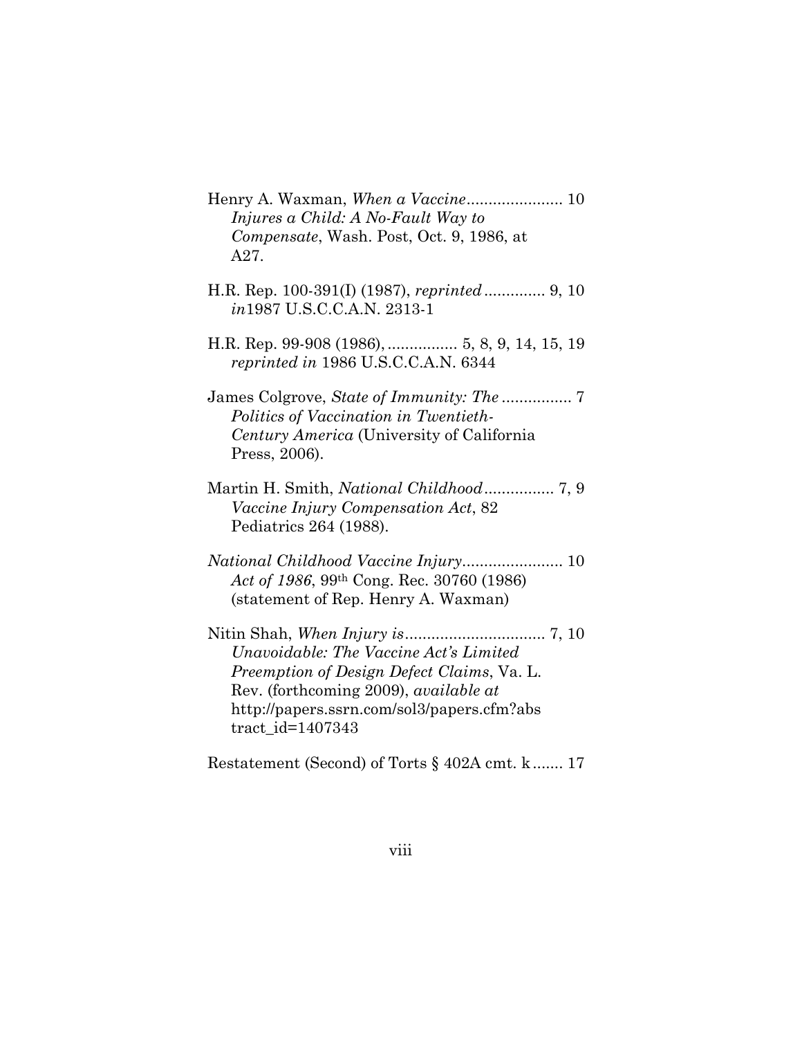Henry A. Waxman, *When a Vaccine Injures a Child: A No-Fault Way to Compensate*, Wash. Post, Oct. 9, 1986, at A27. ...................... 10

H.R. Rep. 100-391(I) (1987), *reprinted in*1987 U.S.C.C.A.N. 2313-1 ............. 9, 10

H.R. Rep. 99-908 (1986), *reprinted in* 1986 U.S.C.C.A.N. 6344 ................ 5, 8, 9, 14, 15, 19

James Colgrove, *State of Immunity: The Politics of Vaccination in Twentieth-Century America* (University of California Press, 2006). ................ 7

Martin H. Smith, *National Childhood Vaccine Injury Compensation Act*, 82 Pediatrics 264 (1988). ................ 7, 9

*National Childhood Vaccine Injury Act of 1986*, 99th Cong. Rec. 30760 (1986) (statement of Rep. Henry A. Waxman) ....................... 10

Nitin Shah, *When Injury is Unavoidable: The Vaccine Act's Limited Preemption of Design Defect Claims*, Va. L. Rev. (forthcoming 2009), *available at* http://papers.ssrn.com/sol3/papers.cfm?abstract_id=1407343 ................................ 7, 10

Restatement (Second) of Torts § 402A cmt. k ....... 17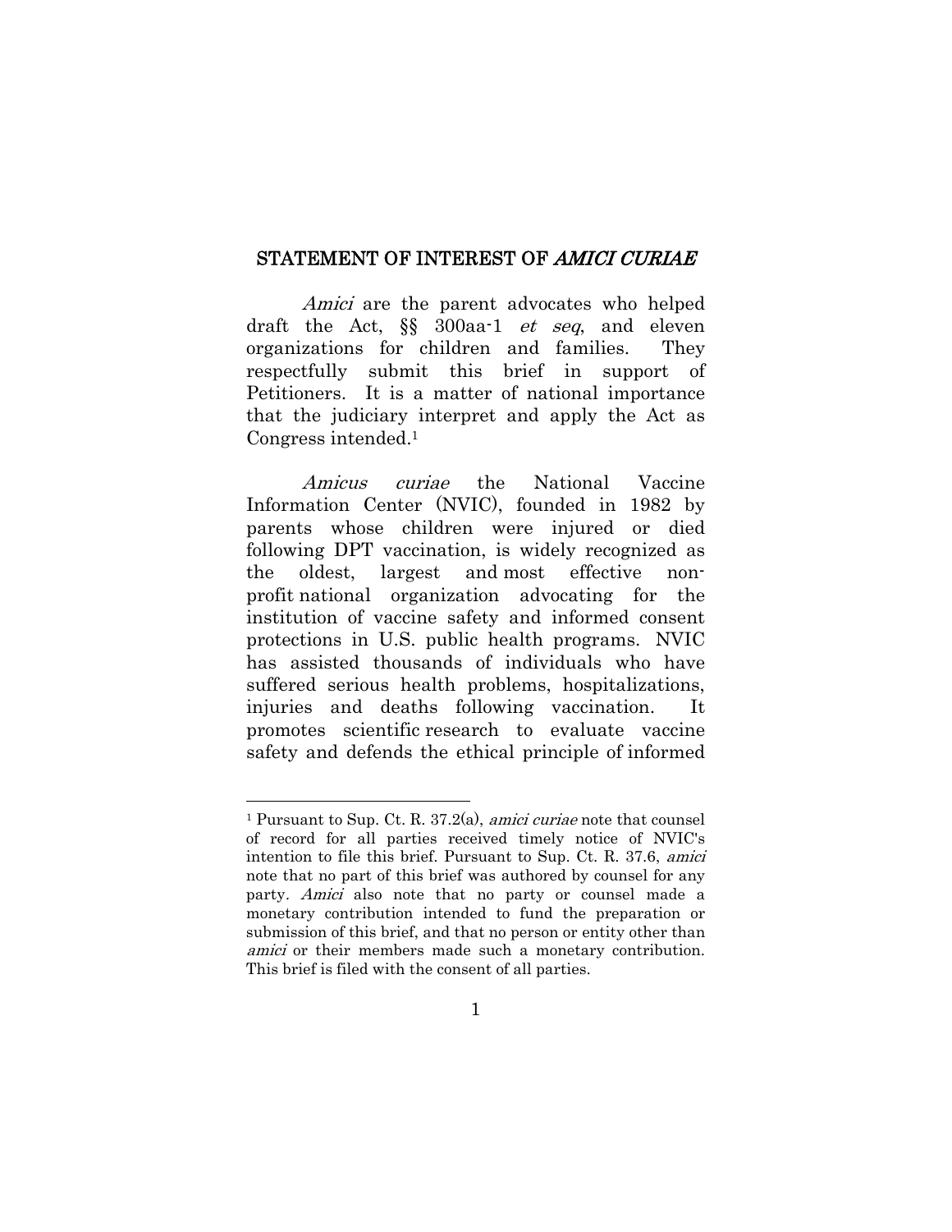## STATEMENT OF INTEREST OF *AMICI CURIAE*

*Amici* are the parent advocates who helped draft the Act, §§ 300aa-1 *et seq*, and eleven organizations for children and families. They respectfully submit this brief in support of Petitioners. It is a matter of national importance that the judiciary interpret and apply the Act as Congress intended.[1]

*Amicus curiae* the National Vaccine Information Center (NVIC), founded in 1982 by parents whose children were injured or died following DPT vaccination, is widely recognized as the oldest, largest and most effective non-profit national organization advocating for the institution of vaccine safety and informed consent protections in U.S. public health programs. NVIC has assisted thousands of individuals who have suffered serious health problems, hospitalizations, injuries and deaths following vaccination. It promotes scientific research to evaluate vaccine safety and defends the ethical principle of informed

---

[1] Pursuant to Sup. Ct. R. 37.2(a), *amici curiae* note that counsel of record for all parties received timely notice of NVIC's intention to file this brief. Pursuant to Sup. Ct. R. 37.6, *amici* note that no part of this brief was authored by counsel for any party. *Amici* also note that no party or counsel made a monetary contribution intended to fund the preparation or submission of this brief, and that no person or entity other than *amici* or their members made such a monetary contribution. This brief is filed with the consent of all parties.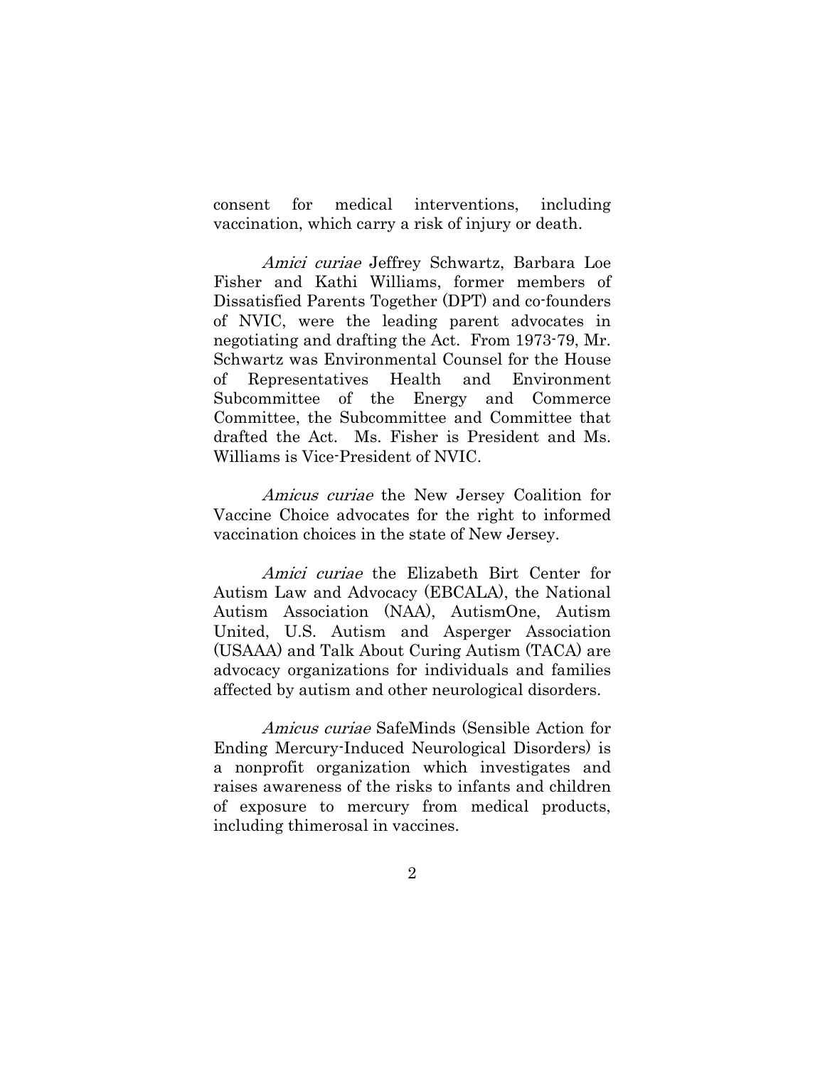consent for medical interventions, including vaccination, which carry a risk of injury or death.

*Amici curiae* Jeffrey Schwartz, Barbara Loe Fisher and Kathi Williams, former members of Dissatisfied Parents Together (DPT) and co-founders of NVIC, were the leading parent advocates in negotiating and drafting the Act. From 1973-79, Mr. Schwartz was Environmental Counsel for the House of Representatives Health and Environment Subcommittee of the Energy and Commerce Committee, the Subcommittee and Committee that drafted the Act. Ms. Fisher is President and Ms. Williams is Vice-President of NVIC.

*Amicus curiae* the New Jersey Coalition for Vaccine Choice advocates for the right to informed vaccination choices in the state of New Jersey.

*Amici curiae* the Elizabeth Birt Center for Autism Law and Advocacy (EBCALA), the National Autism Association (NAA), AutismOne, Autism United, U.S. Autism and Asperger Association (USAAA) and Talk About Curing Autism (TACA) are advocacy organizations for individuals and families affected by autism and other neurological disorders.

*Amicus curiae* SafeMinds (Sensible Action for Ending Mercury-Induced Neurological Disorders) is a nonprofit organization which investigates and raises awareness of the risks to infants and children of exposure to mercury from medical products, including thimerosal in vaccines.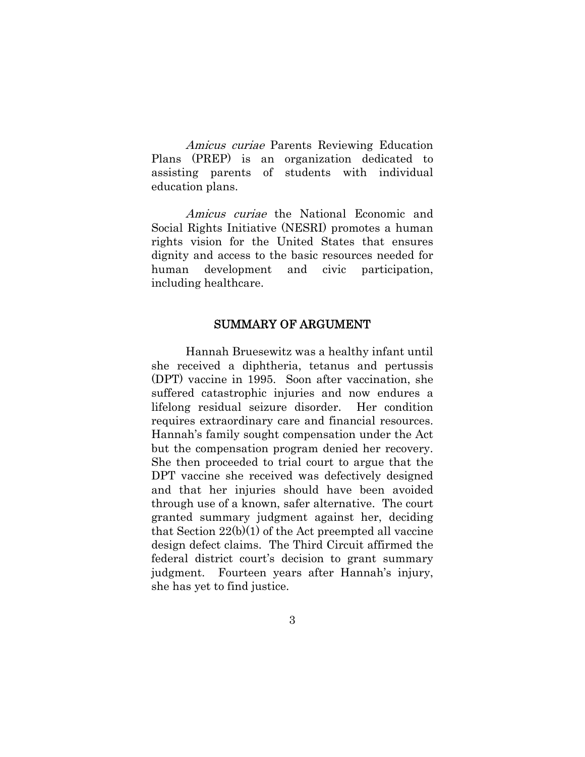*Amicus curiae* Parents Reviewing Education Plans (PREP) is an organization dedicated to assisting parents of students with individual education plans.

*Amicus curiae* the National Economic and Social Rights Initiative (NESRI) promotes a human rights vision for the United States that ensures dignity and access to the basic resources needed for human development and civic participation, including healthcare.

## SUMMARY OF ARGUMENT

Hannah Bruesewitz was a healthy infant until she received a diphtheria, tetanus and pertussis (DPT) vaccine in 1995. Soon after vaccination, she suffered catastrophic injuries and now endures a lifelong residual seizure disorder. Her condition requires extraordinary care and financial resources. Hannah's family sought compensation under the Act but the compensation program denied her recovery. She then proceeded to trial court to argue that the DPT vaccine she received was defectively designed and that her injuries should have been avoided through use of a known, safer alternative. The court granted summary judgment against her, deciding that Section 22(b)(1) of the Act preempted all vaccine design defect claims. The Third Circuit affirmed the federal district court's decision to grant summary judgment. Fourteen years after Hannah's injury, she has yet to find justice.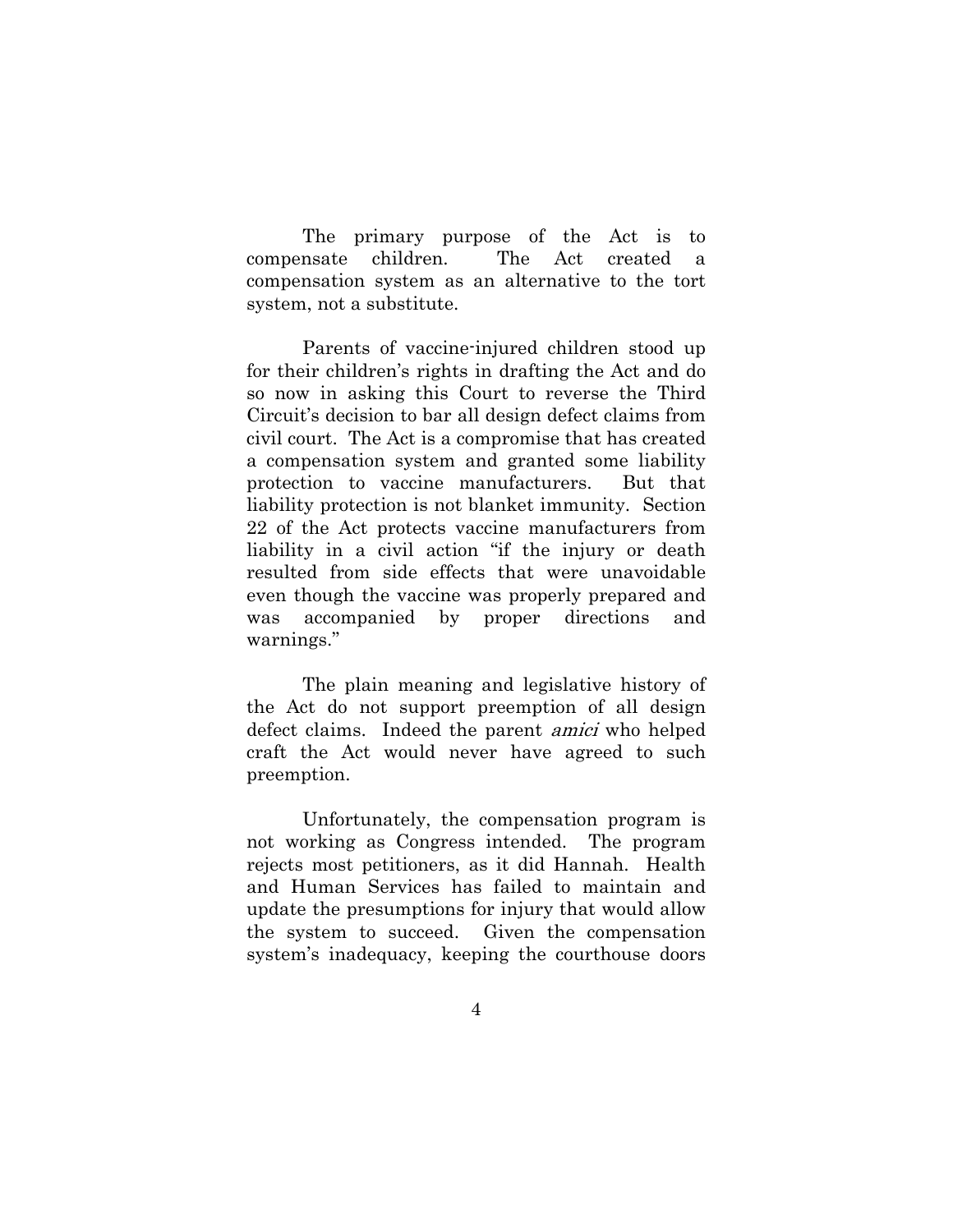The primary purpose of the Act is to compensate children. The Act created a compensation system as an alternative to the tort system, not a substitute.

Parents of vaccine-injured children stood up for their children's rights in drafting the Act and do so now in asking this Court to reverse the Third Circuit's decision to bar all design defect claims from civil court. The Act is a compromise that has created a compensation system and granted some liability protection to vaccine manufacturers. But that liability protection is not blanket immunity. Section 22 of the Act protects vaccine manufacturers from liability in a civil action "if the injury or death resulted from side effects that were unavoidable even though the vaccine was properly prepared and was accompanied by proper directions and warnings."

The plain meaning and legislative history of the Act do not support preemption of all design defect claims. Indeed the parent *amici* who helped craft the Act would never have agreed to such preemption.

Unfortunately, the compensation program is not working as Congress intended. The program rejects most petitioners, as it did Hannah. Health and Human Services has failed to maintain and update the presumptions for injury that would allow the system to succeed. Given the compensation system's inadequacy, keeping the courthouse doors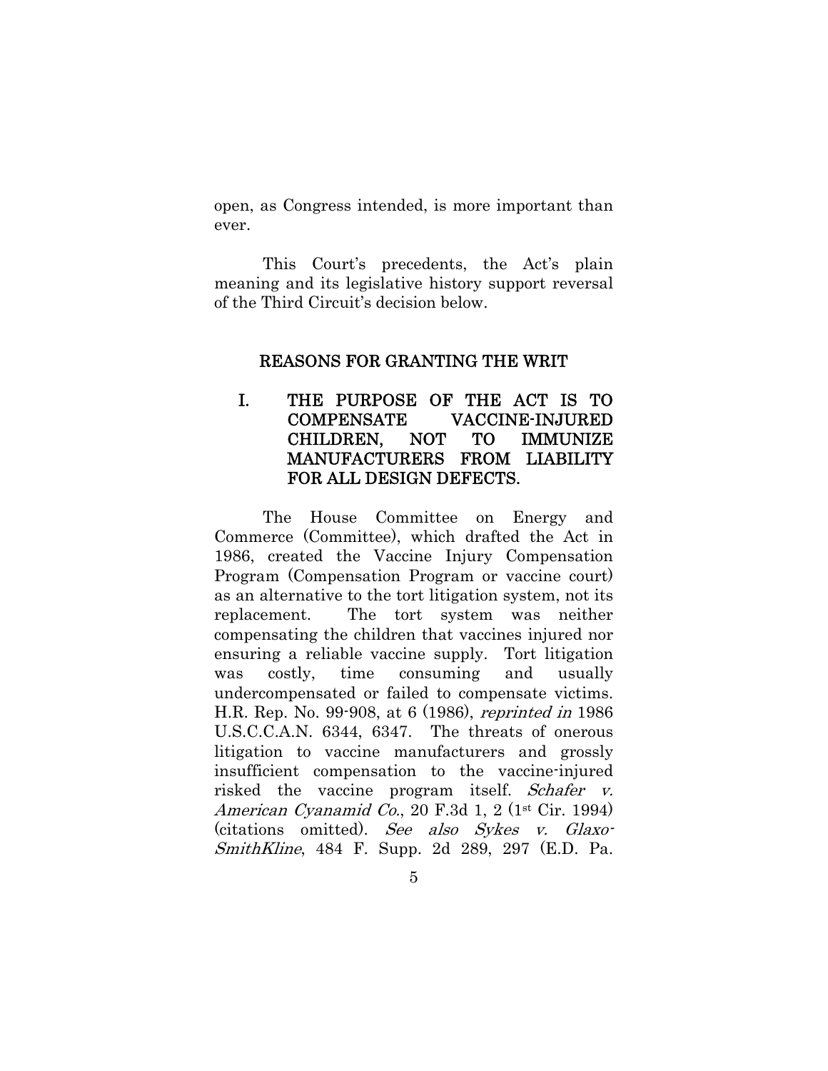open, as Congress intended, is more important than ever.

This Court's precedents, the Act's plain meaning and its legislative history support reversal of the Third Circuit's decision below.

## REASONS FOR GRANTING THE WRIT

### I. THE PURPOSE OF THE ACT IS TO COMPENSATE VACCINE-INJURED CHILDREN, NOT TO IMMUNIZE MANUFACTURERS FROM LIABILITY FOR ALL DESIGN DEFECTS.

The House Committee on Energy and Commerce (Committee), which drafted the Act in 1986, created the Vaccine Injury Compensation Program (Compensation Program or vaccine court) as an alternative to the tort litigation system, not its replacement. The tort system was neither compensating the children that vaccines injured nor ensuring a reliable vaccine supply. Tort litigation was costly, time consuming and usually undercompensated or failed to compensate victims. H.R. Rep. No. 99-908, at 6 (1986), *reprinted in* 1986 U.S.C.C.A.N. 6344, 6347. The threats of onerous litigation to vaccine manufacturers and grossly insufficient compensation to the vaccine-injured risked the vaccine program itself. *Schafer v. American Cyanamid Co.*, 20 F.3d 1, 2 (1st Cir. 1994) (citations omitted). *See also Sykes v. Glaxo-SmithKline*, 484 F. Supp. 2d 289, 297 (E.D. Pa.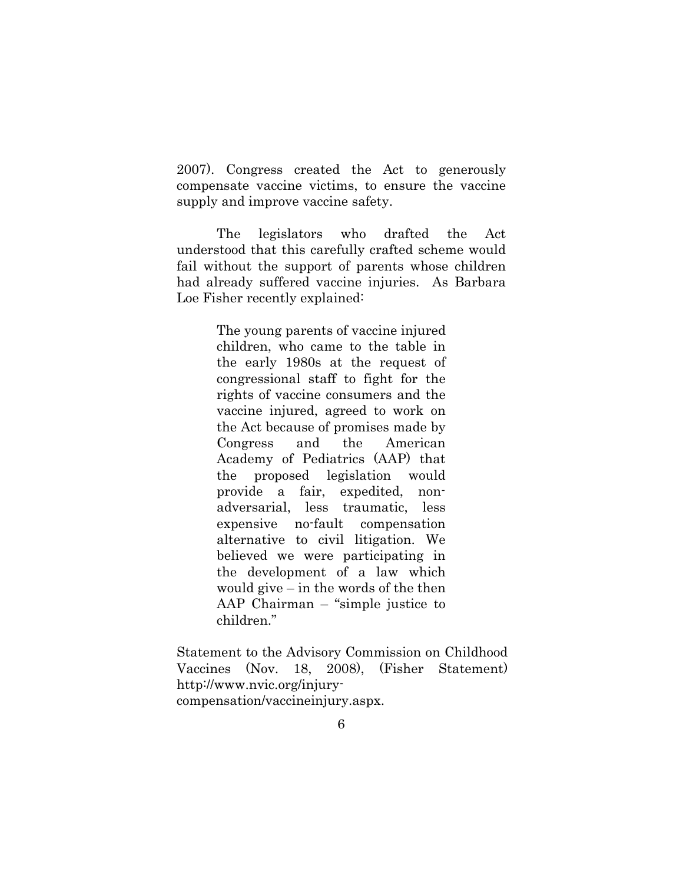2007). Congress created the Act to generously compensate vaccine victims, to ensure the vaccine supply and improve vaccine safety.

The legislators who drafted the Act understood that this carefully crafted scheme would fail without the support of parents whose children had already suffered vaccine injuries. As Barbara Loe Fisher recently explained:

> The young parents of vaccine injured children, who came to the table in the early 1980s at the request of congressional staff to fight for the rights of vaccine consumers and the vaccine injured, agreed to work on the Act because of promises made by Congress and the American Academy of Pediatrics (AAP) that the proposed legislation would provide a fair, expedited, non-adversarial, less traumatic, less expensive no-fault compensation alternative to civil litigation. We believed we were participating in the development of a law which would give – in the words of the then AAP Chairman – "simple justice to children."

Statement to the Advisory Commission on Childhood Vaccines (Nov. 18, 2008), (Fisher Statement) http://www.nvic.org/injury-compensation/vaccineinjury.aspx.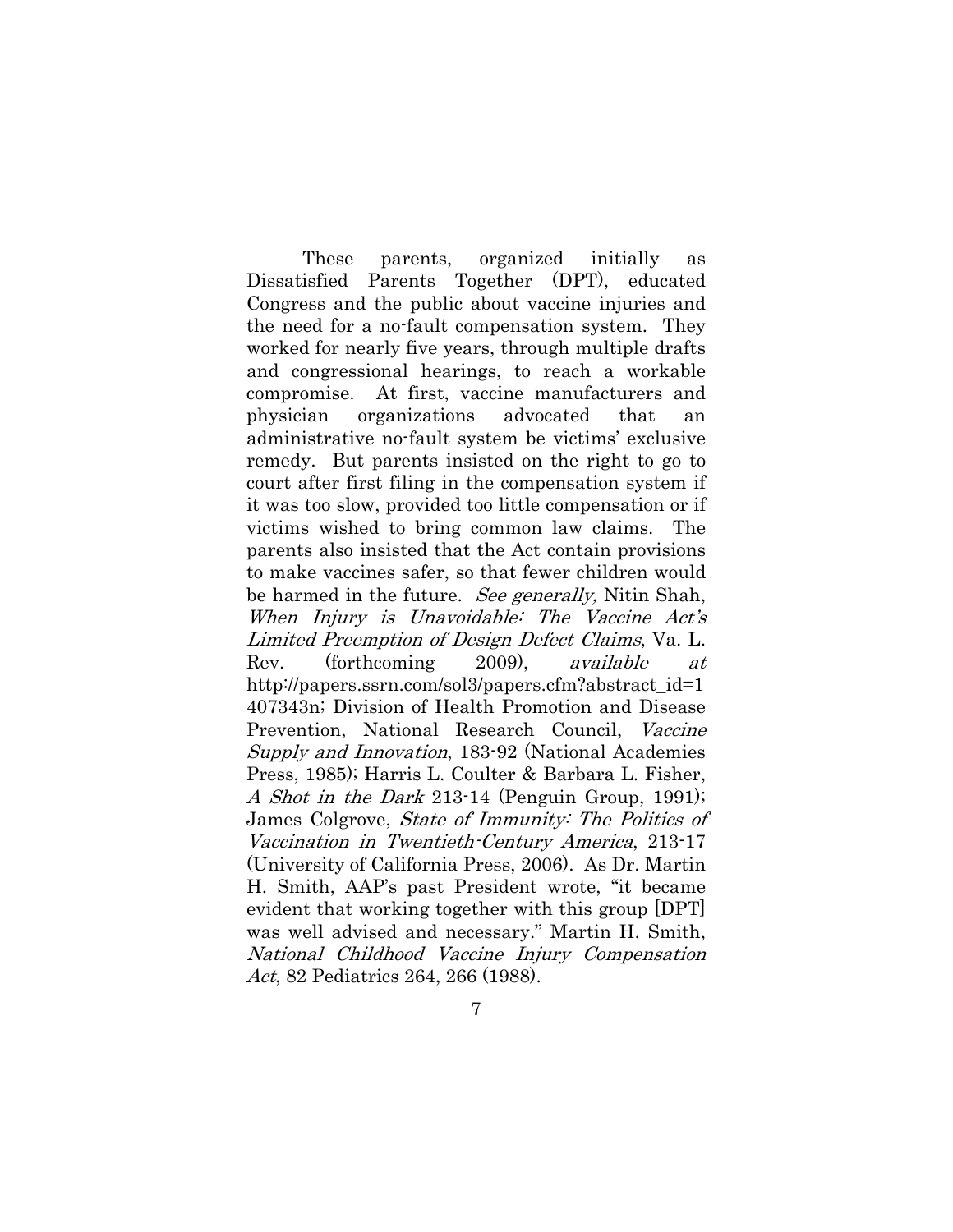These parents, organized initially as Dissatisfied Parents Together (DPT), educated Congress and the public about vaccine injuries and the need for a no-fault compensation system. They worked for nearly five years, through multiple drafts and congressional hearings, to reach a workable compromise. At first, vaccine manufacturers and physician organizations advocated that an administrative no-fault system be victims' exclusive remedy. But parents insisted on the right to go to court after first filing in the compensation system if it was too slow, provided too little compensation or if victims wished to bring common law claims. The parents also insisted that the Act contain provisions to make vaccines safer, so that fewer children would be harmed in the future. *See generally,* Nitin Shah, *When Injury is Unavoidable: The Vaccine Act's Limited Preemption of Design Defect Claims*, Va. L. Rev. (forthcoming 2009), *available at* http://papers.ssrn.com/sol3/papers.cfm?abstract_id=1407343n; Division of Health Promotion and Disease Prevention, National Research Council, *Vaccine Supply and Innovation*, 183-92 (National Academies Press, 1985); Harris L. Coulter & Barbara L. Fisher, *A Shot in the Dark* 213-14 (Penguin Group, 1991); James Colgrove, *State of Immunity: The Politics of Vaccination in Twentieth-Century America*, 213-17 (University of California Press, 2006). As Dr. Martin H. Smith, AAP's past President wrote, "it became evident that working together with this group [DPT] was well advised and necessary." Martin H. Smith, *National Childhood Vaccine Injury Compensation Act*, 82 Pediatrics 264, 266 (1988).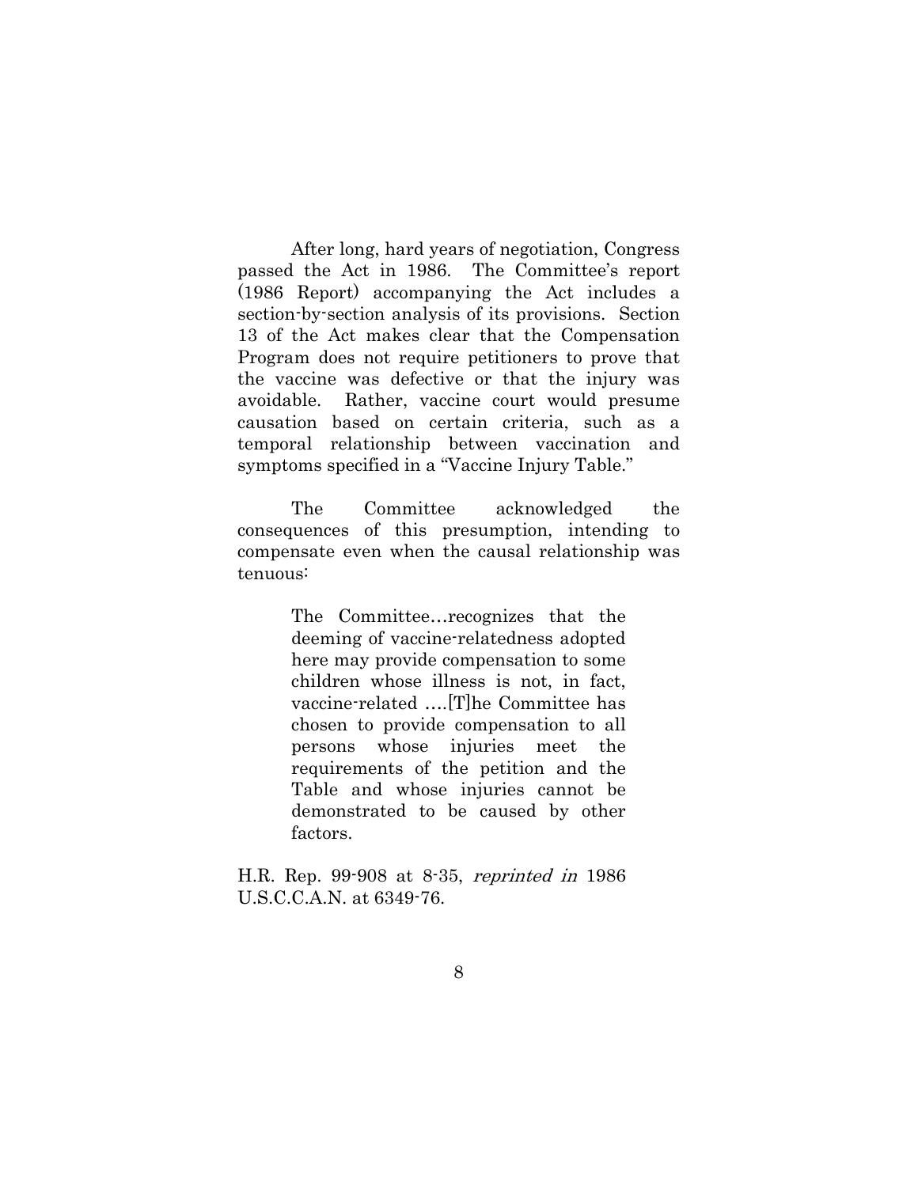After long, hard years of negotiation, Congress passed the Act in 1986. The Committee's report (1986 Report) accompanying the Act includes a section-by-section analysis of its provisions. Section 13 of the Act makes clear that the Compensation Program does not require petitioners to prove that the vaccine was defective or that the injury was avoidable. Rather, vaccine court would presume causation based on certain criteria, such as a temporal relationship between vaccination and symptoms specified in a "Vaccine Injury Table."

The Committee acknowledged the consequences of this presumption, intending to compensate even when the causal relationship was tenuous:

> The Committee…recognizes that the deeming of vaccine-relatedness adopted here may provide compensation to some children whose illness is not, in fact, vaccine-related ….[T]he Committee has chosen to provide compensation to all persons whose injuries meet the requirements of the petition and the Table and whose injuries cannot be demonstrated to be caused by other factors.

H.R. Rep. 99-908 at 8-35, *reprinted in* 1986 U.S.C.C.A.N. at 6349-76.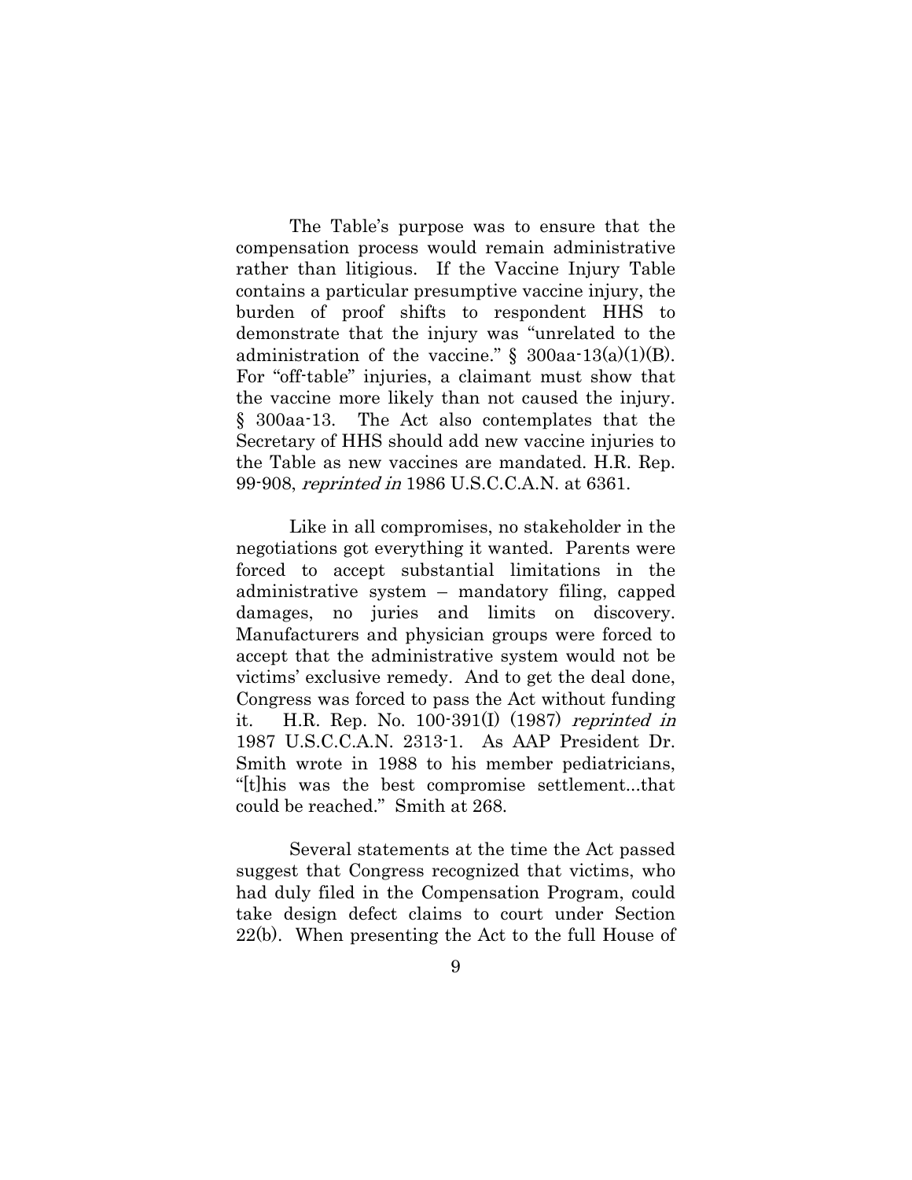The Table's purpose was to ensure that the compensation process would remain administrative rather than litigious. If the Vaccine Injury Table contains a particular presumptive vaccine injury, the burden of proof shifts to respondent HHS to demonstrate that the injury was "unrelated to the administration of the vaccine." § 300aa-13(a)(1)(B). For "off-table" injuries, a claimant must show that the vaccine more likely than not caused the injury. § 300aa-13. The Act also contemplates that the Secretary of HHS should add new vaccine injuries to the Table as new vaccines are mandated. H.R. Rep. 99-908, *reprinted in* 1986 U.S.C.C.A.N. at 6361.

Like in all compromises, no stakeholder in the negotiations got everything it wanted. Parents were forced to accept substantial limitations in the administrative system – mandatory filing, capped damages, no juries and limits on discovery. Manufacturers and physician groups were forced to accept that the administrative system would not be victims' exclusive remedy. And to get the deal done, Congress was forced to pass the Act without funding it. H.R. Rep. No. 100-391(I) (1987) *reprinted in* 1987 U.S.C.C.A.N. 2313-1. As AAP President Dr. Smith wrote in 1988 to his member pediatricians, "[t]his was the best compromise settlement...that could be reached." Smith at 268.

Several statements at the time the Act passed suggest that Congress recognized that victims, who had duly filed in the Compensation Program, could take design defect claims to court under Section 22(b). When presenting the Act to the full House of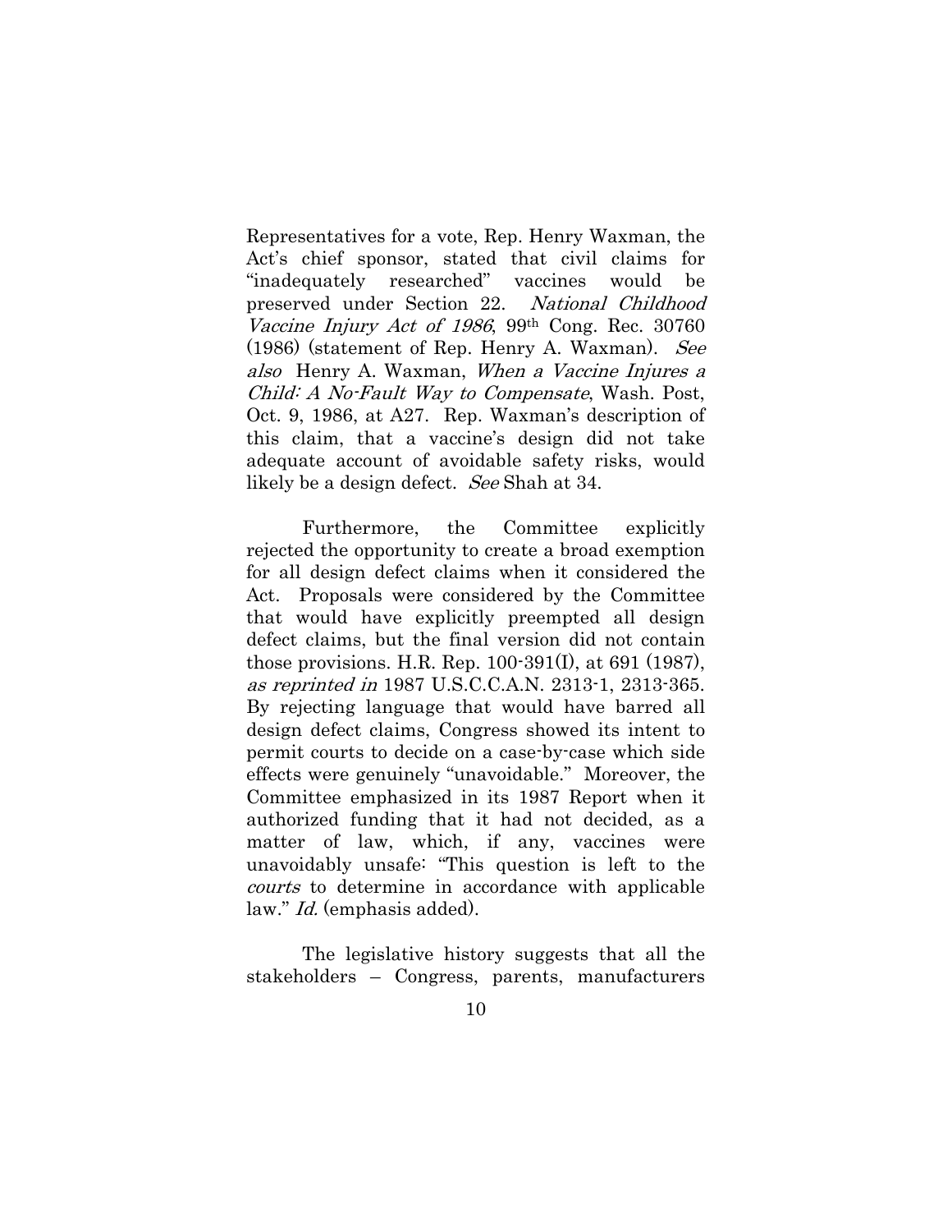Representatives for a vote, Rep. Henry Waxman, the Act's chief sponsor, stated that civil claims for "inadequately researched" vaccines would be preserved under Section 22. *National Childhood Vaccine Injury Act of 1986*, 99th Cong. Rec. 30760 (1986) (statement of Rep. Henry A. Waxman). *See also* Henry A. Waxman, *When a Vaccine Injures a Child: A No-Fault Way to Compensate*, Wash. Post, Oct. 9, 1986, at A27. Rep. Waxman's description of this claim, that a vaccine's design did not take adequate account of avoidable safety risks, would likely be a design defect. *See* Shah at 34.

Furthermore, the Committee explicitly rejected the opportunity to create a broad exemption for all design defect claims when it considered the Act. Proposals were considered by the Committee that would have explicitly preempted all design defect claims, but the final version did not contain those provisions. H.R. Rep. 100-391(I), at 691 (1987), *as reprinted in* 1987 U.S.C.C.A.N. 2313-1, 2313-365. By rejecting language that would have barred all design defect claims, Congress showed its intent to permit courts to decide on a case-by-case which side effects were genuinely "unavoidable." Moreover, the Committee emphasized in its 1987 Report when it authorized funding that it had not decided, as a matter of law, which, if any, vaccines were unavoidably unsafe: "This question is left to the *courts* to determine in accordance with applicable law." *Id.* (emphasis added).

The legislative history suggests that all the stakeholders – Congress, parents, manufacturers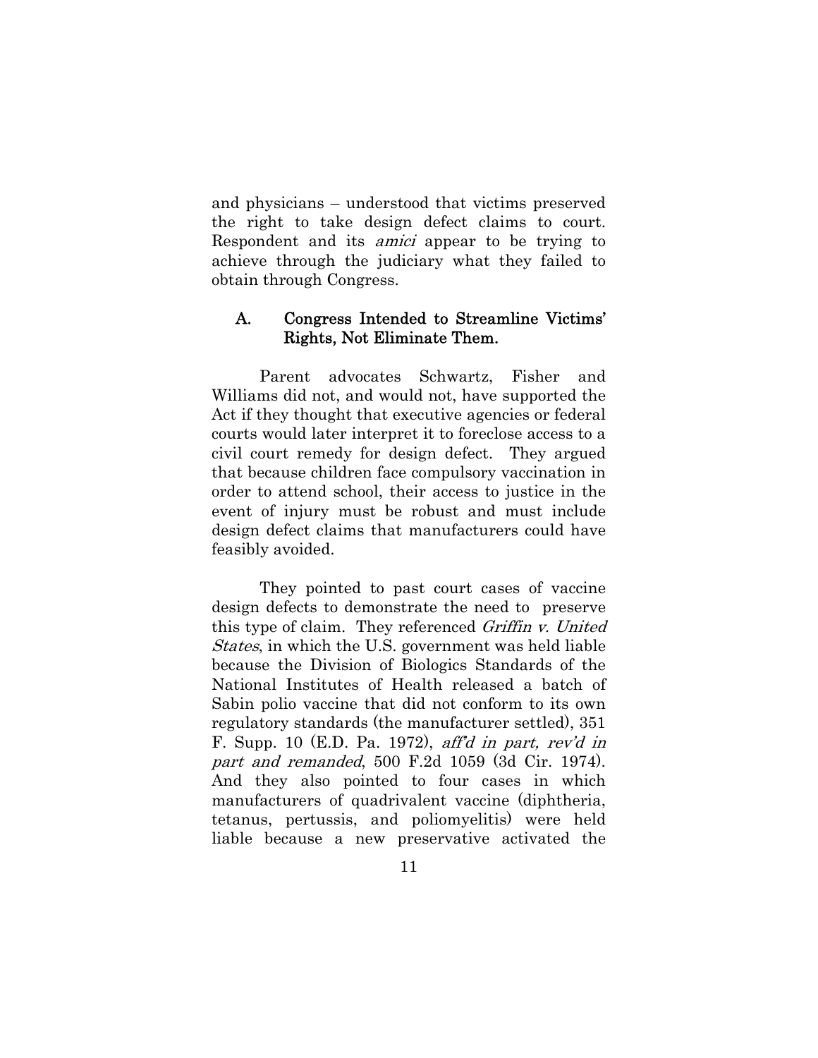and physicians – understood that victims preserved the right to take design defect claims to court. Respondent and its *amici* appear to be trying to achieve through the judiciary what they failed to obtain through Congress.

### A. Congress Intended to Streamline Victims' Rights, Not Eliminate Them.

Parent advocates Schwartz, Fisher and Williams did not, and would not, have supported the Act if they thought that executive agencies or federal courts would later interpret it to foreclose access to a civil court remedy for design defect. They argued that because children face compulsory vaccination in order to attend school, their access to justice in the event of injury must be robust and must include design defect claims that manufacturers could have feasibly avoided.

They pointed to past court cases of vaccine design defects to demonstrate the need to preserve this type of claim. They referenced *Griffin v. United States*, in which the U.S. government was held liable because the Division of Biologics Standards of the National Institutes of Health released a batch of Sabin polio vaccine that did not conform to its own regulatory standards (the manufacturer settled), 351 F. Supp. 10 (E.D. Pa. 1972), *aff'd in part, rev'd in part and remanded*, 500 F.2d 1059 (3d Cir. 1974). And they also pointed to four cases in which manufacturers of quadrivalent vaccine (diphtheria, tetanus, pertussis, and poliomyelitis) were held liable because a new preservative activated the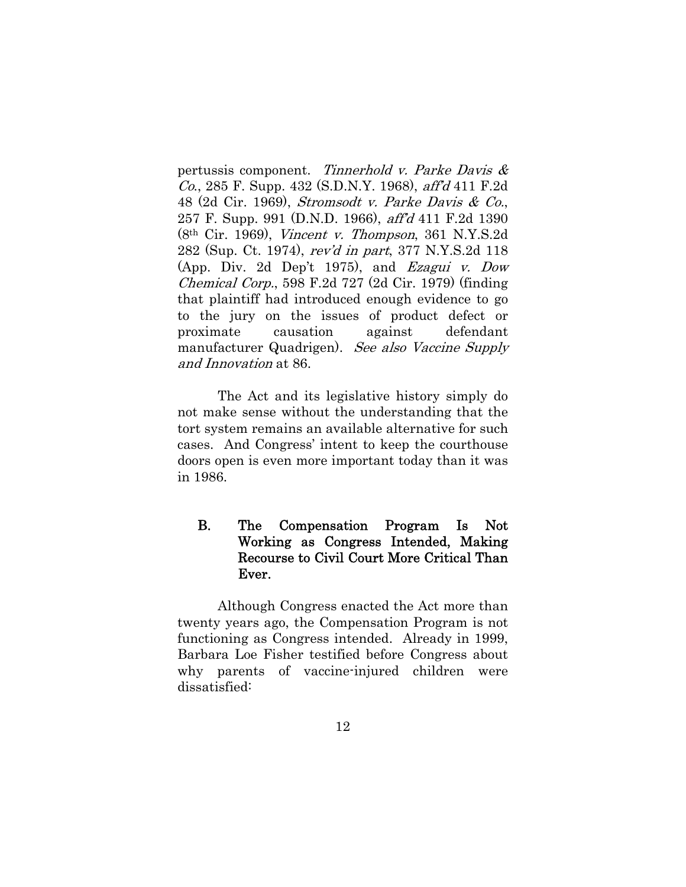pertussis component. *Tinnerhold v. Parke Davis & Co.*, 285 F. Supp. 432 (S.D.N.Y. 1968), *aff'd* 411 F.2d 48 (2d Cir. 1969), *Stromsodt v. Parke Davis & Co.*, 257 F. Supp. 991 (D.N.D. 1966), *aff'd* 411 F.2d 1390 (8th Cir. 1969), *Vincent v. Thompson*, 361 N.Y.S.2d 282 (Sup. Ct. 1974), *rev'd in part*, 377 N.Y.S.2d 118 (App. Div. 2d Dep't 1975), and *Ezagui v. Dow Chemical Corp.*, 598 F.2d 727 (2d Cir. 1979) (finding that plaintiff had introduced enough evidence to go to the jury on the issues of product defect or proximate causation against defendant manufacturer Quadrigen). *See also Vaccine Supply and Innovation* at 86.

The Act and its legislative history simply do not make sense without the understanding that the tort system remains an available alternative for such cases. And Congress' intent to keep the courthouse doors open is even more important today than it was in 1986.

### B. The Compensation Program Is Not Working as Congress Intended, Making Recourse to Civil Court More Critical Than Ever.

Although Congress enacted the Act more than twenty years ago, the Compensation Program is not functioning as Congress intended. Already in 1999, Barbara Loe Fisher testified before Congress about why parents of vaccine-injured children were dissatisfied: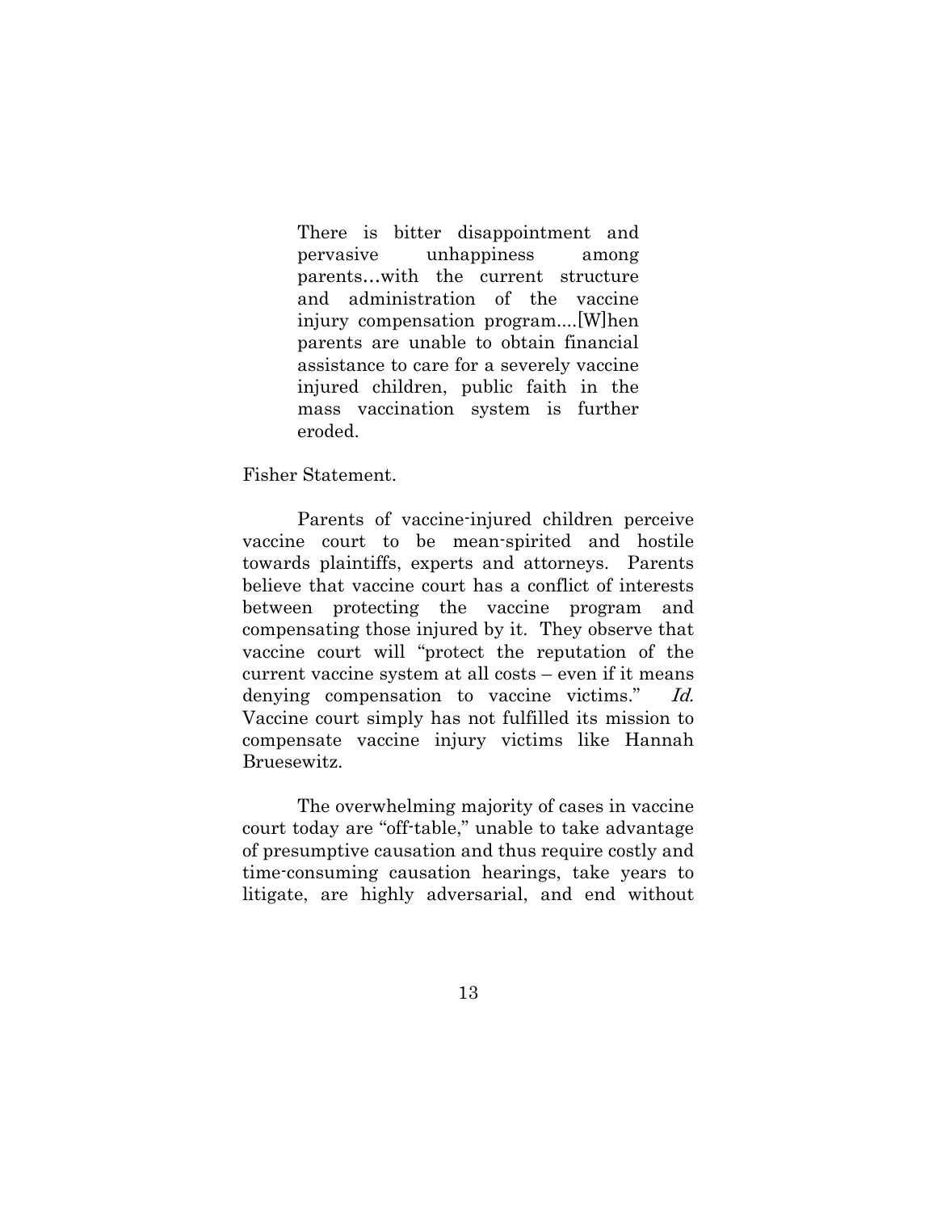> There is bitter disappointment and pervasive unhappiness among parents…with the current structure and administration of the vaccine injury compensation program....[W]hen parents are unable to obtain financial assistance to care for a severely vaccine injured children, public faith in the mass vaccination system is further eroded.

Fisher Statement.

Parents of vaccine-injured children perceive vaccine court to be mean-spirited and hostile towards plaintiffs, experts and attorneys. Parents believe that vaccine court has a conflict of interests between protecting the vaccine program and compensating those injured by it. They observe that vaccine court will "protect the reputation of the current vaccine system at all costs – even if it means denying compensation to vaccine victims." *Id.* Vaccine court simply has not fulfilled its mission to compensate vaccine injury victims like Hannah Bruesewitz.

The overwhelming majority of cases in vaccine court today are "off-table," unable to take advantage of presumptive causation and thus require costly and time-consuming causation hearings, take years to litigate, are highly adversarial, and end without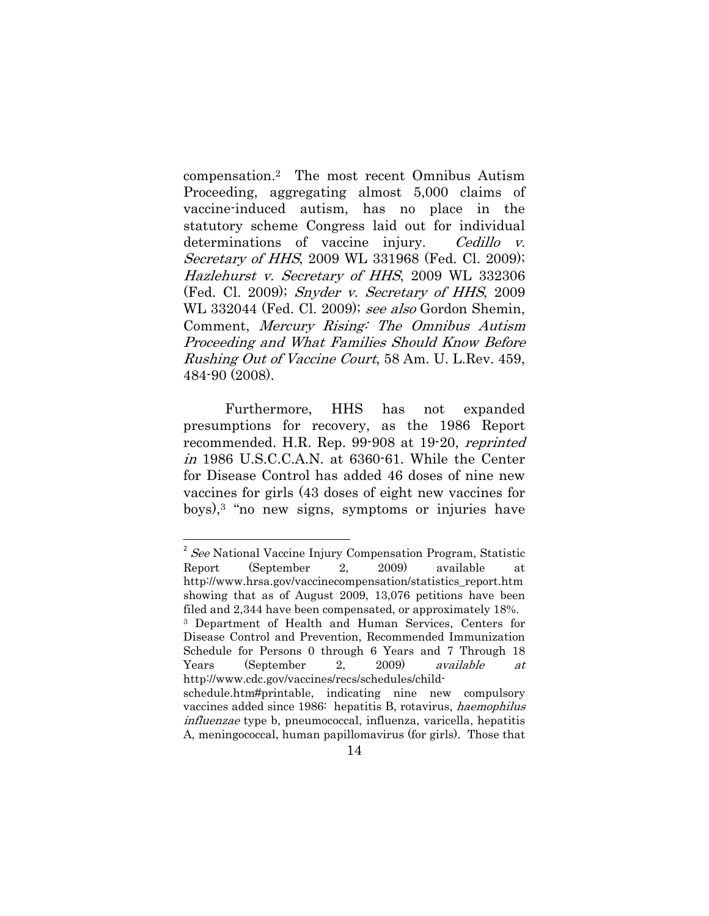compensation.[2] The most recent Omnibus Autism Proceeding, aggregating almost 5,000 claims of vaccine-induced autism, has no place in the statutory scheme Congress laid out for individual determinations of vaccine injury. *Cedillo v. Secretary of HHS*, 2009 WL 331968 (Fed. Cl. 2009); *Hazlehurst v. Secretary of HHS*, 2009 WL 332306 (Fed. Cl. 2009); *Snyder v. Secretary of HHS*, 2009 WL 332044 (Fed. Cl. 2009); *see also* Gordon Shemin, Comment, *Mercury Rising: The Omnibus Autism Proceeding and What Families Should Know Before Rushing Out of Vaccine Court*, 58 Am. U. L.Rev. 459, 484-90 (2008).

Furthermore, HHS has not expanded presumptions for recovery, as the 1986 Report recommended. H.R. Rep. 99-908 at 19-20, *reprinted in* 1986 U.S.C.C.A.N. at 6360-61. While the Center for Disease Control has added 46 doses of nine new vaccines for girls (43 doses of eight new vaccines for boys),[3] "no new signs, symptoms or injuries have

---

[2] *See* National Vaccine Injury Compensation Program, Statistic Report (September 2, 2009) available at http://www.hrsa.gov/vaccinecompensation/statistics_report.htm showing that as of August 2009, 13,076 petitions have been filed and 2,344 have been compensated, or approximately 18%.

[3] Department of Health and Human Services, Centers for Disease Control and Prevention, Recommended Immunization Schedule for Persons 0 through 6 Years and 7 Through 18 Years (September 2, 2009) *available at* http://www.cdc.gov/vaccines/recs/schedules/child-schedule.htm#printable, indicating nine new compulsory vaccines added since 1986: hepatitis B, rotavirus, *haemophilus influenzae* type b, pneumococcal, influenza, varicella, hepatitis A, meningococcal, human papillomavirus (for girls). Those that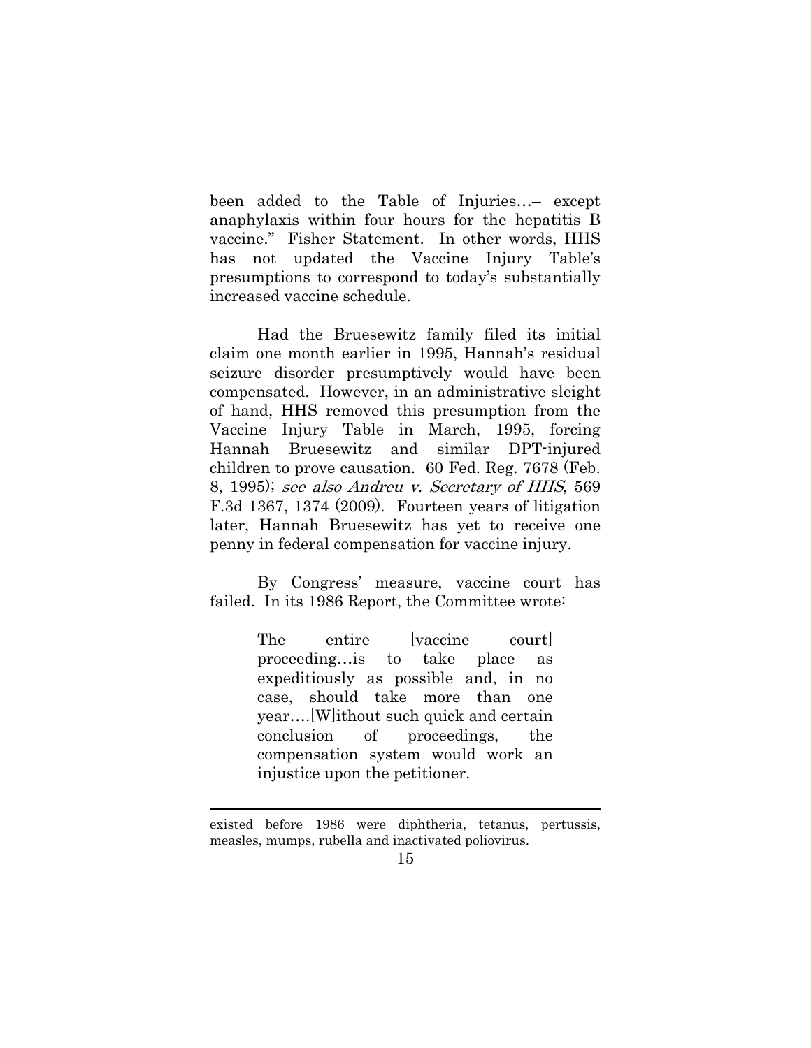been added to the Table of Injuries…– except anaphylaxis within four hours for the hepatitis B vaccine." Fisher Statement. In other words, HHS has not updated the Vaccine Injury Table's presumptions to correspond to today's substantially increased vaccine schedule.

Had the Bruesewitz family filed its initial claim one month earlier in 1995, Hannah's residual seizure disorder presumptively would have been compensated. However, in an administrative sleight of hand, HHS removed this presumption from the Vaccine Injury Table in March, 1995, forcing Hannah Bruesewitz and similar DPT-injured children to prove causation. 60 Fed. Reg. 7678 (Feb. 8, 1995); *see also Andreu v. Secretary of HHS*, 569 F.3d 1367, 1374 (2009). Fourteen years of litigation later, Hannah Bruesewitz has yet to receive one penny in federal compensation for vaccine injury.

By Congress' measure, vaccine court has failed. In its 1986 Report, the Committee wrote:

> The entire [vaccine court] proceeding…is to take place as expeditiously as possible and, in no case, should take more than one year….[W]ithout such quick and certain conclusion of proceedings, the compensation system would work an injustice upon the petitioner.

---

existed before 1986 were diphtheria, tetanus, pertussis, measles, mumps, rubella and inactivated poliovirus.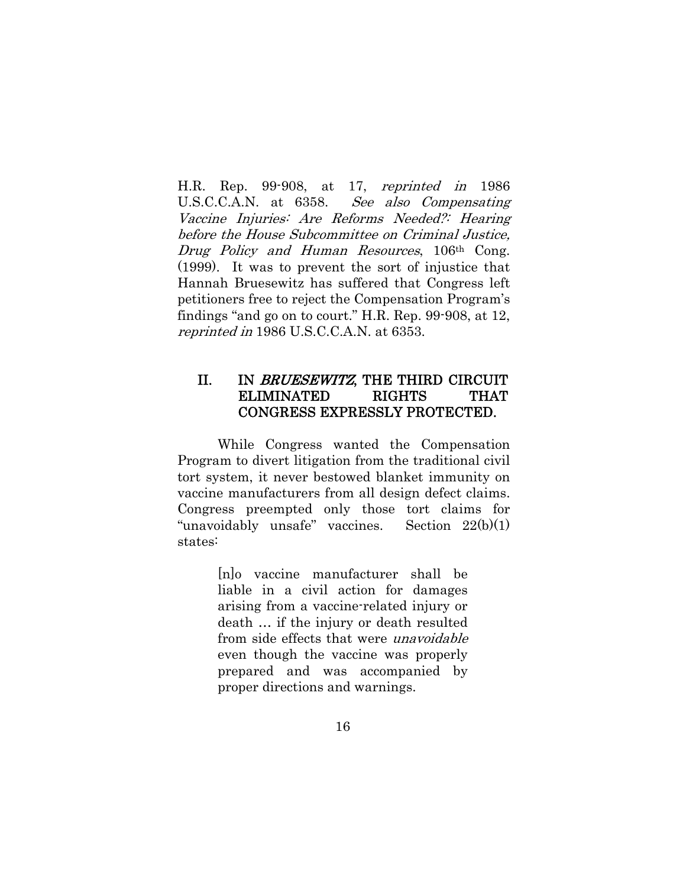H.R. Rep. 99-908, at 17, *reprinted in* 1986 U.S.C.C.A.N. at 6358. *See also Compensating Vaccine Injuries: Are Reforms Needed?: Hearing before the House Subcommittee on Criminal Justice, Drug Policy and Human Resources*, 106th Cong. (1999). It was to prevent the sort of injustice that Hannah Bruesewitz has suffered that Congress left petitioners free to reject the Compensation Program's findings "and go on to court." H.R. Rep. 99-908, at 12, *reprinted in* 1986 U.S.C.C.A.N. at 6353.

## II. IN *BRUESEWITZ*, THE THIRD CIRCUIT ELIMINATED RIGHTS THAT CONGRESS EXPRESSLY PROTECTED.

While Congress wanted the Compensation Program to divert litigation from the traditional civil tort system, it never bestowed blanket immunity on vaccine manufacturers from all design defect claims. Congress preempted only those tort claims for "unavoidably unsafe" vaccines. Section 22(b)(1) states:

> [n]o vaccine manufacturer shall be liable in a civil action for damages arising from a vaccine-related injury or death … if the injury or death resulted from side effects that were *unavoidable* even though the vaccine was properly prepared and was accompanied by proper directions and warnings.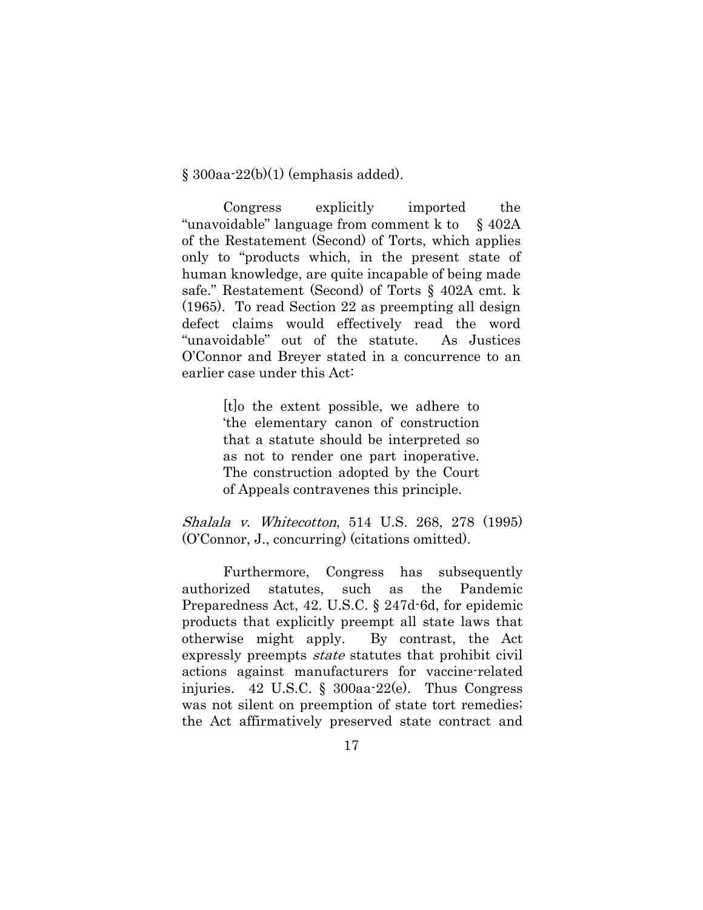§ 300aa-22(b)(1) (emphasis added).

Congress explicitly imported the "unavoidable" language from comment k to § 402A of the Restatement (Second) of Torts, which applies only to "products which, in the present state of human knowledge, are quite incapable of being made safe." Restatement (Second) of Torts § 402A cmt. k (1965). To read Section 22 as preempting all design defect claims would effectively read the word "unavoidable" out of the statute. As Justices O'Connor and Breyer stated in a concurrence to an earlier case under this Act:

> [t]o the extent possible, we adhere to 'the elementary canon of construction that a statute should be interpreted so as not to render one part inoperative. The construction adopted by the Court of Appeals contravenes this principle.

*Shalala v. Whitecotton*, 514 U.S. 268, 278 (1995) (O'Connor, J., concurring) (citations omitted).

Furthermore, Congress has subsequently authorized statutes, such as the Pandemic Preparedness Act, 42. U.S.C. § 247d-6d, for epidemic products that explicitly preempt all state laws that otherwise might apply. By contrast, the Act expressly preempts *state* statutes that prohibit civil actions against manufacturers for vaccine-related injuries. 42 U.S.C. § 300aa-22(e). Thus Congress was not silent on preemption of state tort remedies; the Act affirmatively preserved state contract and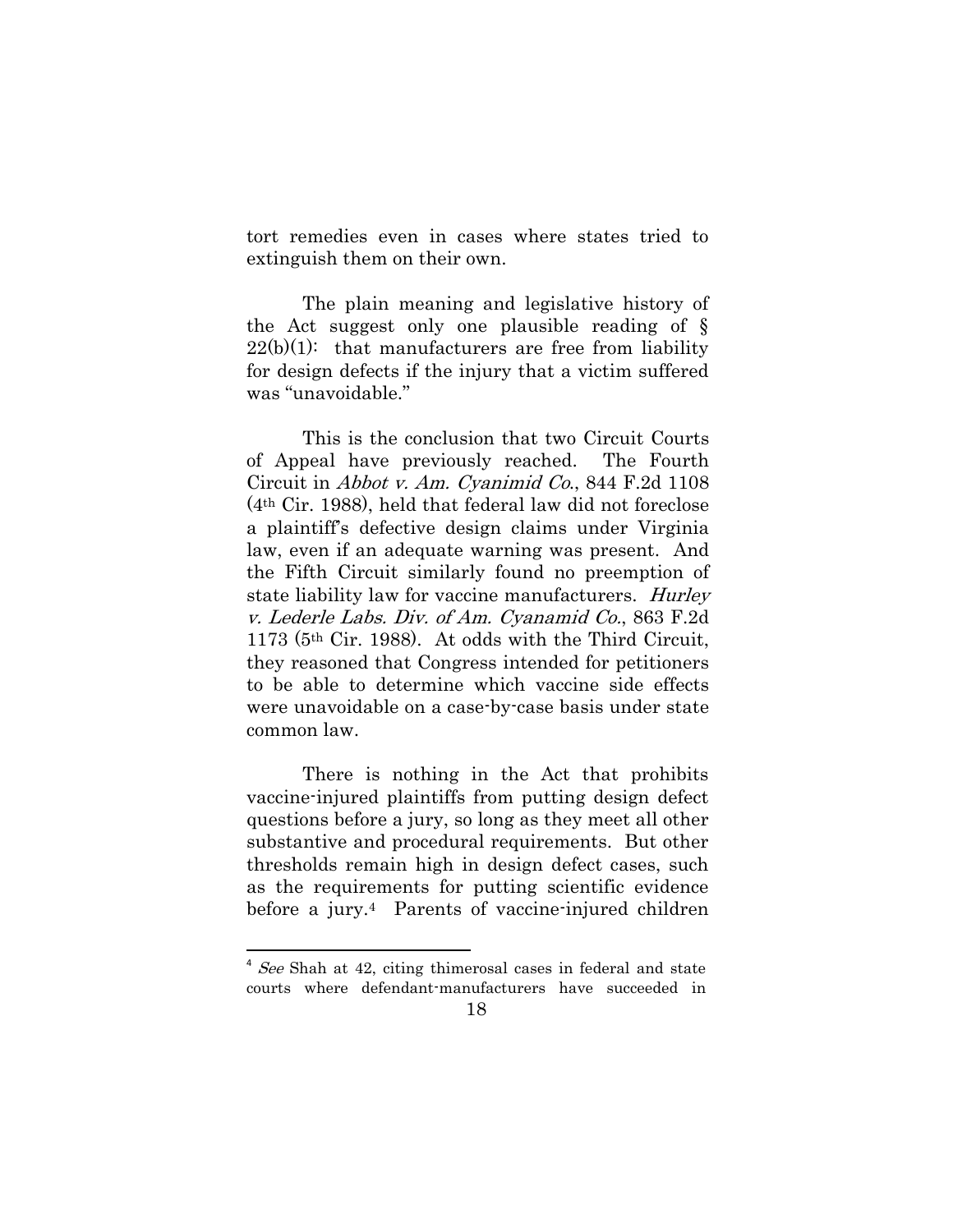tort remedies even in cases where states tried to extinguish them on their own.

The plain meaning and legislative history of the Act suggest only one plausible reading of § 22(b)(1): that manufacturers are free from liability for design defects if the injury that a victim suffered was "unavoidable."

This is the conclusion that two Circuit Courts of Appeal have previously reached. The Fourth Circuit in *Abbot v. Am. Cyanimid Co.*, 844 F.2d 1108 (4th Cir. 1988), held that federal law did not foreclose a plaintiff's defective design claims under Virginia law, even if an adequate warning was present. And the Fifth Circuit similarly found no preemption of state liability law for vaccine manufacturers. *Hurley v. Lederle Labs. Div. of Am. Cyanamid Co.*, 863 F.2d 1173 (5th Cir. 1988). At odds with the Third Circuit, they reasoned that Congress intended for petitioners to be able to determine which vaccine side effects were unavoidable on a case-by-case basis under state common law.

There is nothing in the Act that prohibits vaccine-injured plaintiffs from putting design defect questions before a jury, so long as they meet all other substantive and procedural requirements. But other thresholds remain high in design defect cases, such as the requirements for putting scientific evidence before a jury.[4] Parents of vaccine-injured children

[4] *See* Shah at 42, citing thimerosal cases in federal and state courts where defendant-manufacturers have succeeded in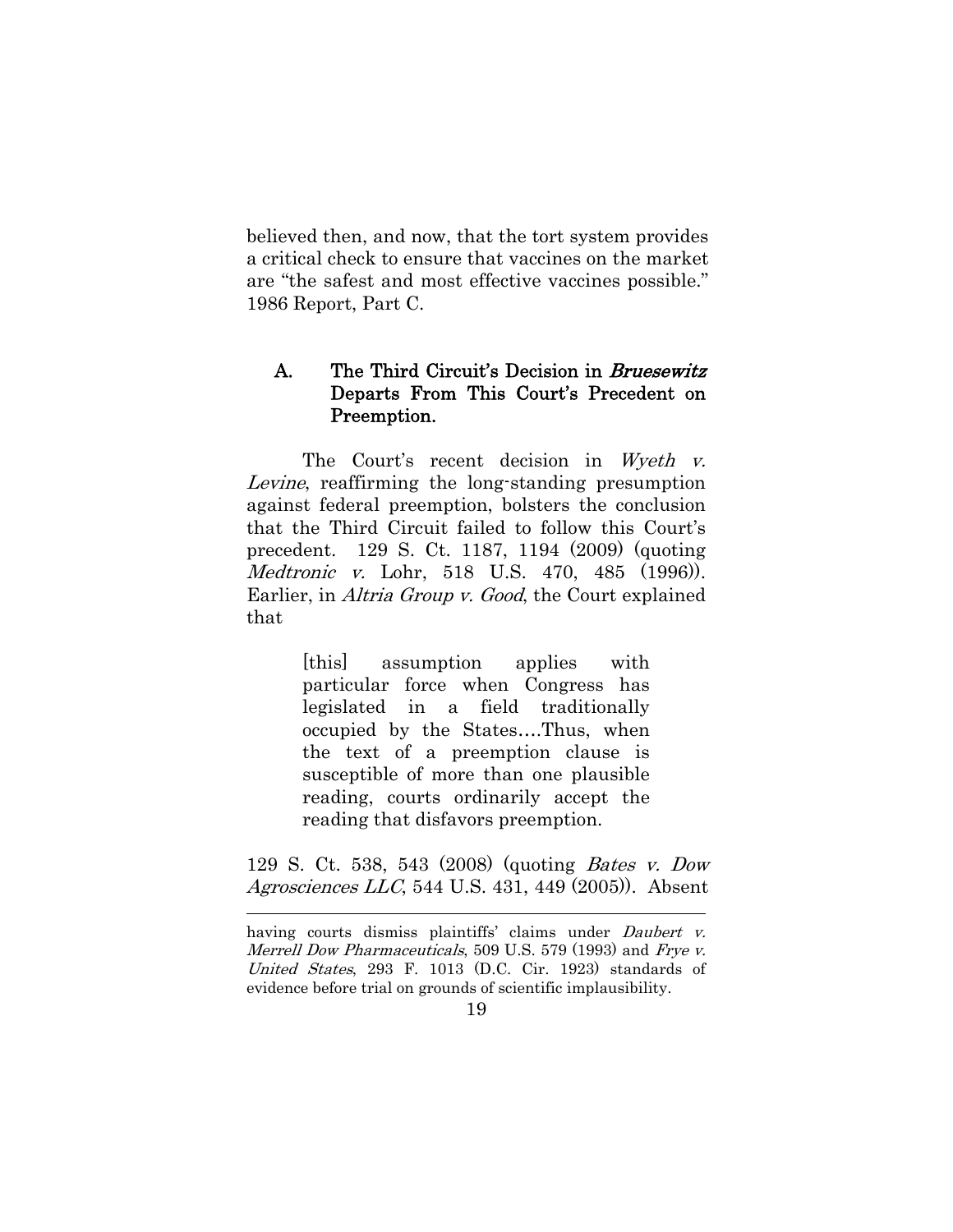believed then, and now, that the tort system provides a critical check to ensure that vaccines on the market are "the safest and most effective vaccines possible." 1986 Report, Part C.

### A. The Third Circuit's Decision in *Bruesewitz* Departs From This Court's Precedent on Preemption.

The Court's recent decision in *Wyeth v. Levine*, reaffirming the long-standing presumption against federal preemption, bolsters the conclusion that the Third Circuit failed to follow this Court's precedent. 129 S. Ct. 1187, 1194 (2009) (quoting *Medtronic v.* Lohr, 518 U.S. 470, 485 (1996)). Earlier, in *Altria Group v. Good*, the Court explained that

> [this] assumption applies with particular force when Congress has legislated in a field traditionally occupied by the States....Thus, when the text of a preemption clause is susceptible of more than one plausible reading, courts ordinarily accept the reading that disfavors preemption.

129 S. Ct. 538, 543 (2008) (quoting *Bates v. Dow Agrosciences LLC*, 544 U.S. 431, 449 (2005)). Absent

---

having courts dismiss plaintiffs' claims under *Daubert v. Merrell Dow Pharmaceuticals*, 509 U.S. 579 (1993) and *Frye v. United States*, 293 F. 1013 (D.C. Cir. 1923) standards of evidence before trial on grounds of scientific implausibility.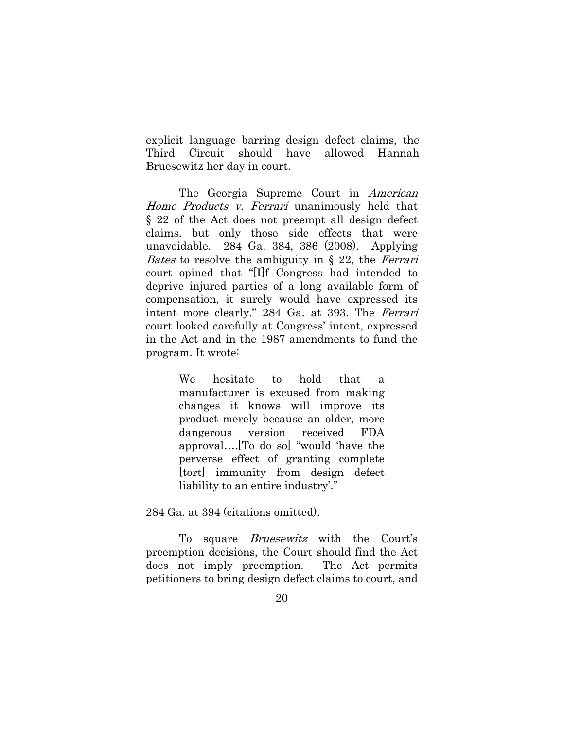explicit language barring design defect claims, the Third Circuit should have allowed Hannah Bruesewitz her day in court.

The Georgia Supreme Court in *American Home Products v. Ferrari* unanimously held that § 22 of the Act does not preempt all design defect claims, but only those side effects that were unavoidable. 284 Ga. 384, 386 (2008). Applying *Bates* to resolve the ambiguity in § 22, the *Ferrari* court opined that "[I]f Congress had intended to deprive injured parties of a long available form of compensation, it surely would have expressed its intent more clearly." 284 Ga. at 393. The *Ferrari* court looked carefully at Congress' intent, expressed in the Act and in the 1987 amendments to fund the program. It wrote:

> We hesitate to hold that a manufacturer is excused from making changes it knows will improve its product merely because an older, more dangerous version received FDA approval….[To do so] "would 'have the perverse effect of granting complete [tort] immunity from design defect liability to an entire industry'."

284 Ga. at 394 (citations omitted).

To square *Bruesewitz* with the Court's preemption decisions, the Court should find the Act does not imply preemption. The Act permits petitioners to bring design defect claims to court, and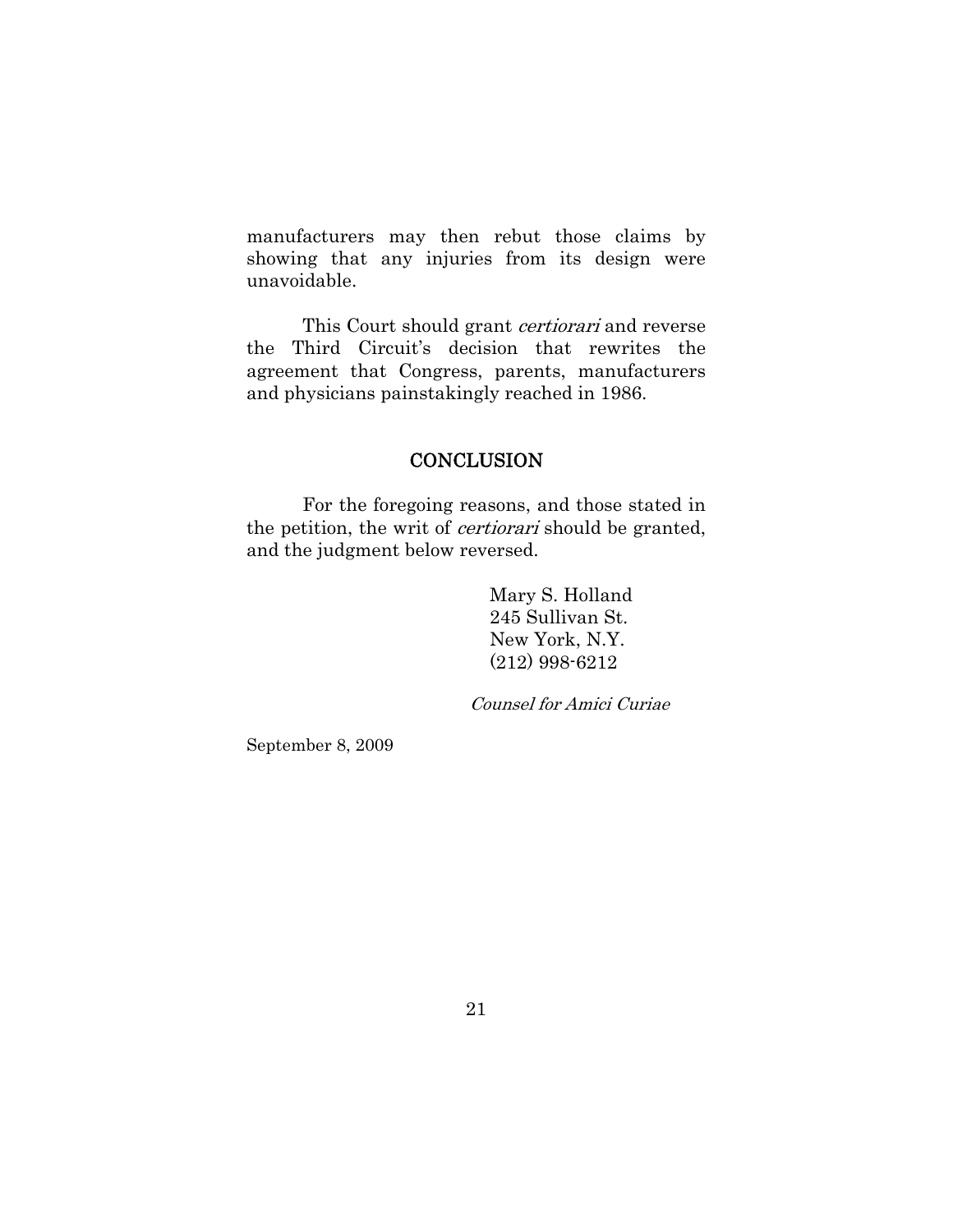manufacturers may then rebut those claims by showing that any injuries from its design were unavoidable.

This Court should grant *certiorari* and reverse the Third Circuit's decision that rewrites the agreement that Congress, parents, manufacturers and physicians painstakingly reached in 1986.

## CONCLUSION

For the foregoing reasons, and those stated in the petition, the writ of *certiorari* should be granted, and the judgment below reversed.

Mary S. Holland
245 Sullivan St.
New York, N.Y.
(212) 998-6212

*Counsel for Amici Curiae*

September 8, 2009